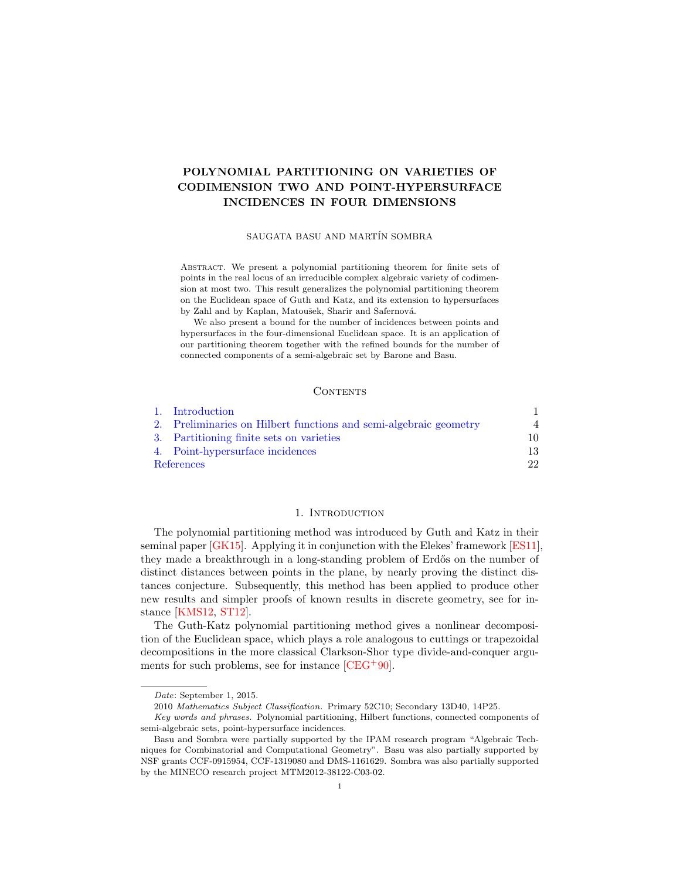# POLYNOMIAL PARTITIONING ON VARIETIES OF CODIMENSION TWO AND POINT-HYPERSURFACE INCIDENCES IN FOUR DIMENSIONS

SAUGATA BASU AND MARTÍN SOMBRA

Abstract. We present a polynomial partitioning theorem for finite sets of points in the real locus of an irreducible complex algebraic variety of codimension at most two. This result generalizes the polynomial partitioning theorem on the Euclidean space of Guth and Katz, and its extension to hypersurfaces by Zahl and by Kaplan, Matoušek, Sharir and Safernová.

We also present a bound for the number of incidences between points and hypersurfaces in the four-dimensional Euclidean space. It is an application of our partitioning theorem together with the refined bounds for the number of connected components of a semi-algebraic set by Barone and Basu.

## Contents

1. Introduction — 1
2. Preliminaries on Hilbert functions and semi-algebraic geometry — 4
3. Partitioning finite sets on varieties — 10
4. Point-hypersurface incidences — 13

References — 22

## 1. Introduction

The polynomial partitioning method was introduced by Guth and Katz in their seminal paper [GK15]. Applying it in conjunction with the Elekes' framework [ES11], they made a breakthrough in a long-standing problem of Erdős on the number of distinct distances between points in the plane, by nearly proving the distinct distances conjecture. Subsequently, this method has been applied to produce other new results and simpler proofs of known results in discrete geometry, see for instance [KMS12, ST12].

The Guth-Katz polynomial partitioning method gives a nonlinear decomposition of the Euclidean space, which plays a role analogous to cuttings or trapezoidal decompositions in the more classical Clarkson-Shor type divide-and-conquer arguments for such problems, see for instance [CEG+90].

---

*Date*: September 1, 2015.

2010 *Mathematics Subject Classification.* Primary 52C10; Secondary 13D40, 14P25.

*Key words and phrases.* Polynomial partitioning, Hilbert functions, connected components of semi-algebraic sets, point-hypersurface incidences.

Basu and Sombra were partially supported by the IPAM research program "Algebraic Techniques for Combinatorial and Computational Geometry". Basu was also partially supported by NSF grants CCF-0915954, CCF-1319080 and DMS-1161629. Sombra was also partially supported by the MINECO research project MTM2012-38122-C03-02.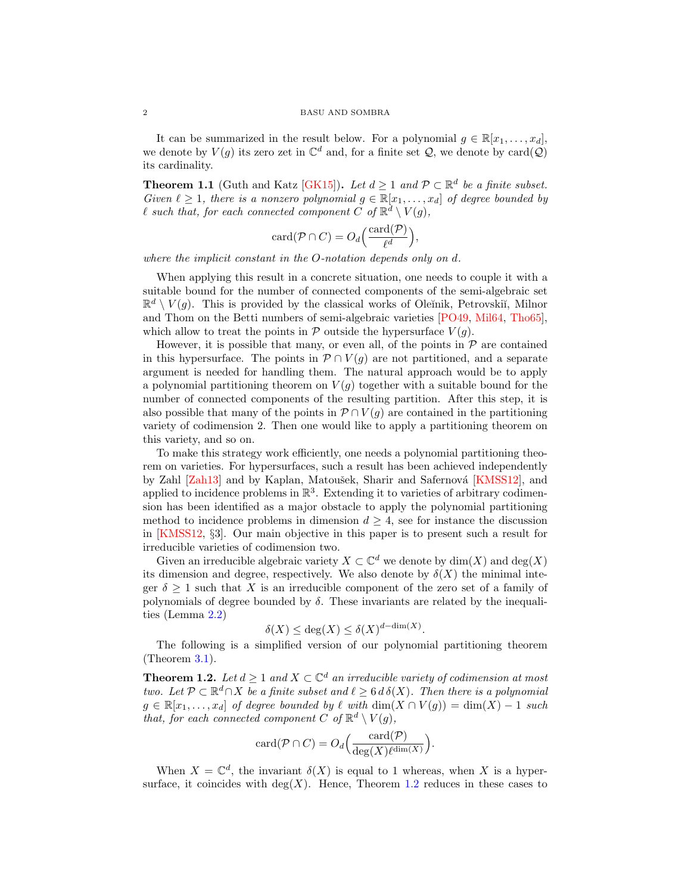It can be summarized in the result below. For a polynomial $g \in \mathbb{R}[x_1, \dots, x_d]$, we denote by $V(g)$ its zero zet in $\mathbb{C}^d$ and, for a finite set $\mathcal{Q}$, we denote by $\operatorname{card}(\mathcal{Q})$ its cardinality.

**Theorem 1.1** (Guth and Katz [GK15]). *Let $d \geq 1$ and $\mathcal{P} \subset \mathbb{R}^d$ be a finite subset. Given $\ell \geq 1$, there is a nonzero polynomial $g \in \mathbb{R}[x_1, \dots, x_d]$ of degree bounded by $\ell$ such that, for each connected component $C$ of $\mathbb{R}^d \setminus V(g)$,*

$$\operatorname{card}(\mathcal{P} \cap C) = O_d\Big(\frac{\operatorname{card}(\mathcal{P})}{\ell^d}\Big),$$

*where the implicit constant in the $O$-notation depends only on $d$.*

When applying this result in a concrete situation, one needs to couple it with a suitable bound for the number of connected components of the semi-algebraic set $\mathbb{R}^d \setminus V(g)$. This is provided by the classical works of Oleĭnik, Petrovskiĭ, Milnor and Thom on the Betti numbers of semi-algebraic varieties [PO49, Mil64, Tho65], which allow to treat the points in $\mathcal{P}$ outside the hypersurface $V(g)$.

However, it is possible that many, or even all, of the points in $\mathcal{P}$ are contained in this hypersurface. The points in $\mathcal{P} \cap V(g)$ are not partitioned, and a separate argument is needed for handling them. The natural approach would be to apply a polynomial partitioning theorem on $V(g)$ together with a suitable bound for the number of connected components of the resulting partition. After this step, it is also possible that many of the points in $\mathcal{P} \cap V(g)$ are contained in the partitioning variety of codimension 2. Then one would like to apply a partitioning theorem on this variety, and so on.

To make this strategy work efficiently, one needs a polynomial partitioning theorem on varieties. For hypersurfaces, such a result has been achieved independently by Zahl [Zah13] and by Kaplan, Matoušek, Sharir and Safernová [KMSS12], and applied to incidence problems in $\mathbb{R}^3$. Extending it to varieties of arbitrary codimension has been identified as a major obstacle to apply the polynomial partitioning method to incidence problems in dimension $d \geq 4$, see for instance the discussion in [KMSS12, §3]. Our main objective in this paper is to present such a result for irreducible varieties of codimension two.

Given an irreducible algebraic variety $X \subset \mathbb{C}^d$ we denote by $\dim(X)$ and $\deg(X)$ its dimension and degree, respectively. We also denote by $\delta(X)$ the minimal integer $\delta \geq 1$ such that $X$ is an irreducible component of the zero set of a family of polynomials of degree bounded by $\delta$. These invariants are related by the inequalities (Lemma 2.2)

$$\delta(X) \leq \deg(X) \leq \delta(X)^{d-\dim(X)}.$$

The following is a simplified version of our polynomial partitioning theorem (Theorem 3.1).

**Theorem 1.2.** *Let $d \geq 1$ and $X \subset \mathbb{C}^d$ an irreducible variety of codimension at most two. Let $\mathcal{P} \subset \mathbb{R}^d \cap X$ be a finite subset and $\ell \geq 6\, d\, \delta(X)$. Then there is a polynomial $g \in \mathbb{R}[x_1, \dots, x_d]$ of degree bounded by $\ell$ with $\dim(X \cap V(g)) = \dim(X) - 1$ such that, for each connected component $C$ of $\mathbb{R}^d \setminus V(g)$,*

$$\operatorname{card}(\mathcal{P} \cap C) = O_d\Big(\frac{\operatorname{card}(\mathcal{P})}{\deg(X)\ell^{\dim(X)}}\Big).$$

When $X = \mathbb{C}^d$, the invariant $\delta(X)$ is equal to 1 whereas, when $X$ is a hypersurface, it coincides with $\deg(X)$. Hence, Theorem 1.2 reduces in these cases to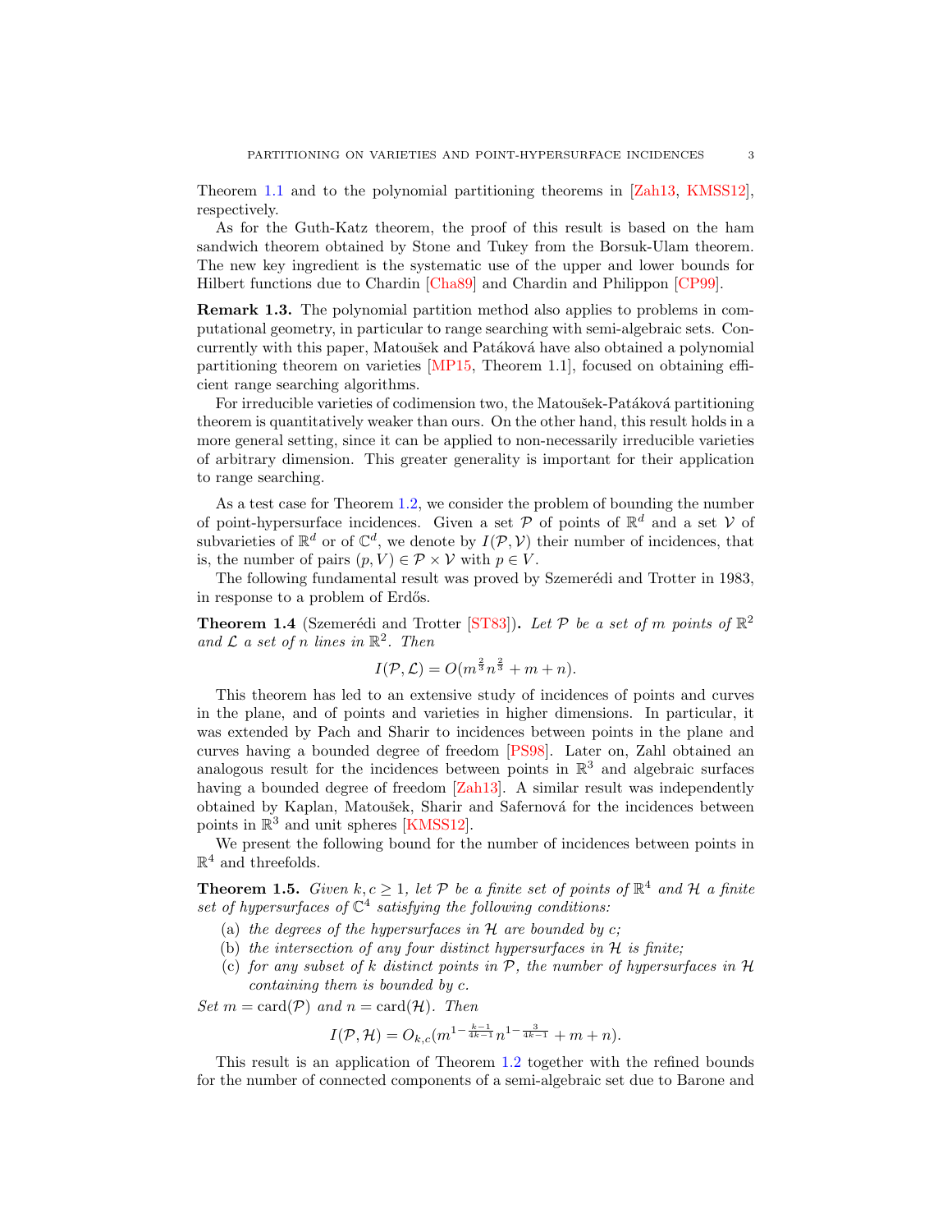Theorem 1.1 and to the polynomial partitioning theorems in [Zah13, KMSS12], respectively.

As for the Guth-Katz theorem, the proof of this result is based on the ham sandwich theorem obtained by Stone and Tukey from the Borsuk-Ulam theorem. The new key ingredient is the systematic use of the upper and lower bounds for Hilbert functions due to Chardin [Cha89] and Chardin and Philippon [CP99].

**Remark 1.3.** The polynomial partition method also applies to problems in computational geometry, in particular to range searching with semi-algebraic sets. Concurrently with this paper, Matoušek and Patáková have also obtained a polynomial partitioning theorem on varieties [MP15, Theorem 1.1], focused on obtaining efficient range searching algorithms.

For irreducible varieties of codimension two, the Matoušek-Patáková partitioning theorem is quantitatively weaker than ours. On the other hand, this result holds in a more general setting, since it can be applied to non-necessarily irreducible varieties of arbitrary dimension. This greater generality is important for their application to range searching.

As a test case for Theorem 1.2, we consider the problem of bounding the number of point-hypersurface incidences. Given a set $\mathcal{P}$ of points of $\mathbb{R}^d$ and a set $\mathcal{V}$ of subvarieties of $\mathbb{R}^d$ or of $\mathbb{C}^d$, we denote by $I(\mathcal{P}, \mathcal{V})$ their number of incidences, that is, the number of pairs $(p, V) \in \mathcal{P} \times \mathcal{V}$ with $p \in V$.

The following fundamental result was proved by Szemerédi and Trotter in 1983, in response to a problem of Erdős.

**Theorem 1.4** (Szemerédi and Trotter [ST83])**.** *Let $\mathcal{P}$ be a set of $m$ points of $\mathbb{R}^2$ and $\mathcal{L}$ a set of $n$ lines in $\mathbb{R}^2$. Then*

$$I(\mathcal{P}, \mathcal{L}) = O(m^{\frac{2}{3}} n^{\frac{2}{3}} + m + n).$$

This theorem has led to an extensive study of incidences of points and curves in the plane, and of points and varieties in higher dimensions. In particular, it was extended by Pach and Sharir to incidences between points in the plane and curves having a bounded degree of freedom [PS98]. Later on, Zahl obtained an analogous result for the incidences between points in $\mathbb{R}^3$ and algebraic surfaces having a bounded degree of freedom [Zah13]. A similar result was independently obtained by Kaplan, Matoušek, Sharir and Safernová for the incidences between points in $\mathbb{R}^3$ and unit spheres [KMSS12].

We present the following bound for the number of incidences between points in $\mathbb{R}^4$ and threefolds.

**Theorem 1.5.** *Given $k, c \geq 1$, let $\mathcal{P}$ be a finite set of points of $\mathbb{R}^4$ and $\mathcal{H}$ a finite set of hypersurfaces of $\mathbb{C}^4$ satisfying the following conditions:*

(a) *the degrees of the hypersurfaces in $\mathcal{H}$ are bounded by $c$;*
(b) *the intersection of any four distinct hypersurfaces in $\mathcal{H}$ is finite;*
(c) *for any subset of $k$ distinct points in $\mathcal{P}$, the number of hypersurfaces in $\mathcal{H}$ containing them is bounded by $c$.*

*Set $m = \operatorname{card}(\mathcal{P})$ and $n = \operatorname{card}(\mathcal{H})$. Then*

$$I(\mathcal{P}, \mathcal{H}) = O_{k,c}(m^{1-\frac{k-1}{4k-1}} n^{1-\frac{3}{4k-1}} + m + n).$$

This result is an application of Theorem 1.2 together with the refined bounds for the number of connected components of a semi-algebraic set due to Barone and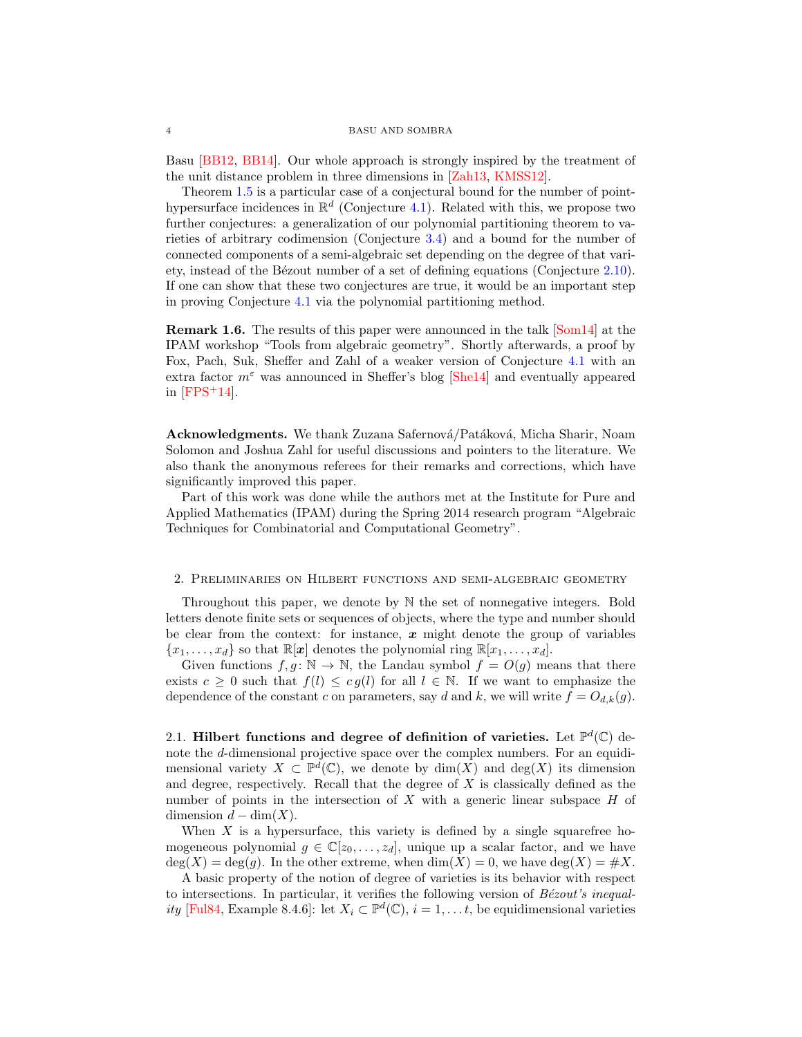Basu [BB12, BB14]. Our whole approach is strongly inspired by the treatment of the unit distance problem in three dimensions in [Zah13, KMSS12].

Theorem 1.5 is a particular case of a conjectural bound for the number of point-hypersurface incidences in $\mathbb{R}^d$ (Conjecture 4.1). Related with this, we propose two further conjectures: a generalization of our polynomial partitioning theorem to varieties of arbitrary codimension (Conjecture 3.4) and a bound for the number of connected components of a semi-algebraic set depending on the degree of that variety, instead of the Bézout number of a set of defining equations (Conjecture 2.10). If one can show that these two conjectures are true, it would be an important step in proving Conjecture 4.1 via the polynomial partitioning method.

**Remark 1.6.** The results of this paper were announced in the talk [Som14] at the IPAM workshop "Tools from algebraic geometry". Shortly afterwards, a proof by Fox, Pach, Suk, Sheffer and Zahl of a weaker version of Conjecture 4.1 with an extra factor $m^{\varepsilon}$ was announced in Sheffer's blog [She14] and eventually appeared in [FPS+14].

**Acknowledgments.** We thank Zuzana Safernová/Patáková, Micha Sharir, Noam Solomon and Joshua Zahl for useful discussions and pointers to the literature. We also thank the anonymous referees for their remarks and corrections, which have significantly improved this paper.

Part of this work was done while the authors met at the Institute for Pure and Applied Mathematics (IPAM) during the Spring 2014 research program "Algebraic Techniques for Combinatorial and Computational Geometry".

## 2. Preliminaries on Hilbert functions and semi-algebraic geometry

Throughout this paper, we denote by $\mathbb{N}$ the set of nonnegative integers. Bold letters denote finite sets or sequences of objects, where the type and number should be clear from the context: for instance, $\boldsymbol{x}$ might denote the group of variables $\{x_1, \dots, x_d\}$ so that $\mathbb{R}[\boldsymbol{x}]$ denotes the polynomial ring $\mathbb{R}[x_1, \dots, x_d]$.

Given functions $f, g\colon \mathbb{N} \to \mathbb{N}$, the Landau symbol $f = O(g)$ means that there exists $c \geq 0$ such that $f(l) \leq c\, g(l)$ for all $l \in \mathbb{N}$. If we want to emphasize the dependence of the constant $c$ on parameters, say $d$ and $k$, we will write $f = O_{d,k}(g)$.

### 2.1. Hilbert functions and degree of definition of varieties.

Let $\mathbb{P}^d(\mathbb{C})$ denote the $d$-dimensional projective space over the complex numbers. For an equidimensional variety $X \subset \mathbb{P}^d(\mathbb{C})$, we denote by $\dim(X)$ and $\deg(X)$ its dimension and degree, respectively. Recall that the degree of $X$ is classically defined as the number of points in the intersection of $X$ with a generic linear subspace $H$ of dimension $d - \dim(X)$.

When $X$ is a hypersurface, this variety is defined by a single squarefree homogeneous polynomial $g \in \mathbb{C}[z_0, \dots, z_d]$, unique up a scalar factor, and we have $\deg(X) = \deg(g)$. In the other extreme, when $\dim(X) = 0$, we have $\deg(X) = \#X$.

A basic property of the notion of degree of varieties is its behavior with respect to intersections. In particular, it verifies the following version of *Bézout's inequality* [Ful84, Example 8.4.6]: let $X_i \subset \mathbb{P}^d(\mathbb{C})$, $i = 1, \dots t$, be equidimensional varieties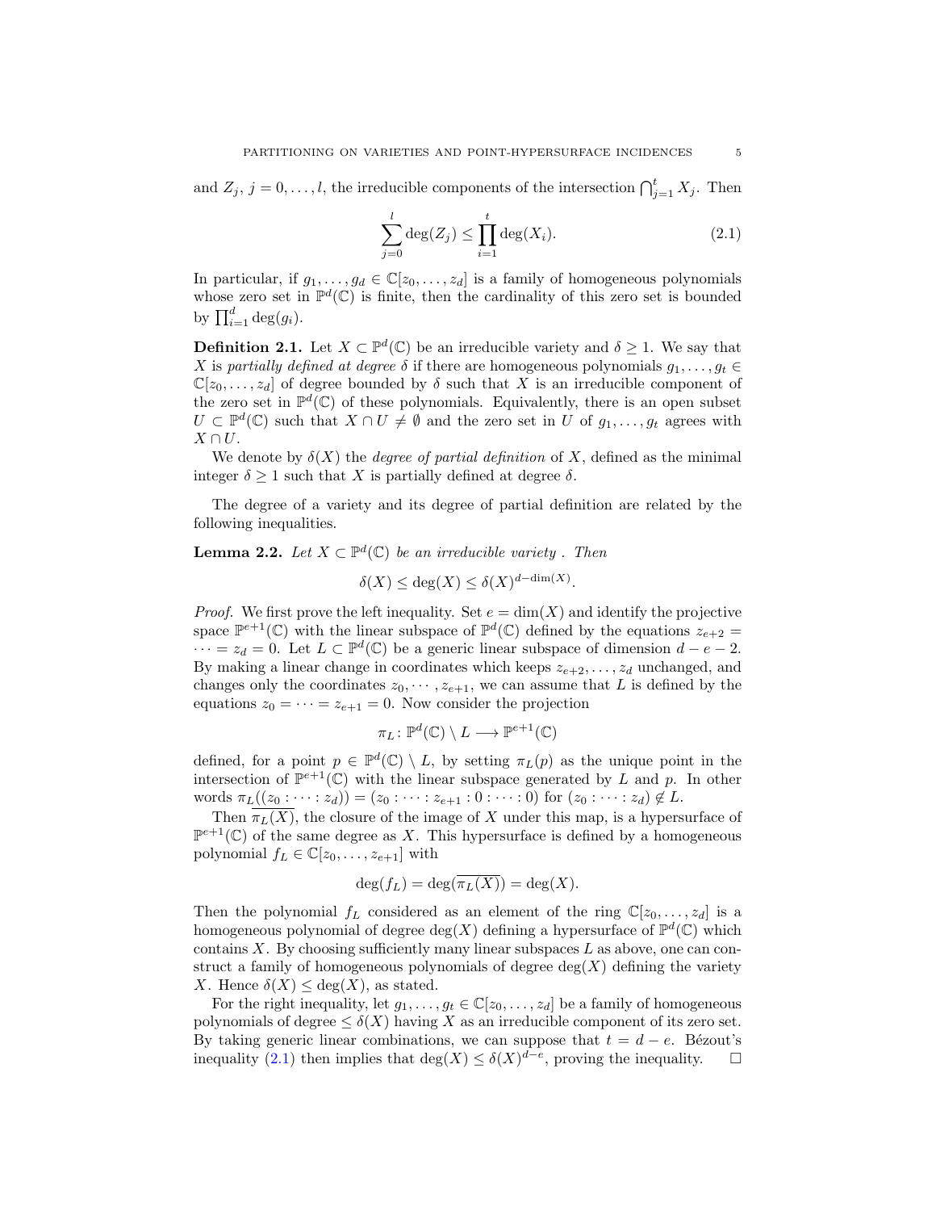and $Z_j$, $j = 0, \dots, l$, the irreducible components of the intersection $\bigcap_{j=1}^{t} X_j$. Then

$$\sum_{j=0}^{l} \deg(Z_j) \leq \prod_{i=1}^{t} \deg(X_i). \tag{2.1}$$

In particular, if $g_1, \dots, g_d \in \mathbb{C}[z_0, \dots, z_d]$ is a family of homogeneous polynomials whose zero set in $\mathbb{P}^d(\mathbb{C})$ is finite, then the cardinality of this zero set is bounded by $\prod_{i=1}^{d} \deg(g_i)$.

**Definition 2.1.** Let $X \subset \mathbb{P}^d(\mathbb{C})$ be an irreducible variety and $\delta \geq 1$. We say that $X$ is *partially defined at degree* $\delta$ if there are homogeneous polynomials $g_1, \dots, g_t \in \mathbb{C}[z_0, \dots, z_d]$ of degree bounded by $\delta$ such that $X$ is an irreducible component of the zero set in $\mathbb{P}^d(\mathbb{C})$ of these polynomials. Equivalently, there is an open subset $U \subset \mathbb{P}^d(\mathbb{C})$ such that $X \cap U \neq \emptyset$ and the zero set in $U$ of $g_1, \dots, g_t$ agrees with $X \cap U$.

We denote by $\delta(X)$ the *degree of partial definition* of $X$, defined as the minimal integer $\delta \geq 1$ such that $X$ is partially defined at degree $\delta$.

The degree of a variety and its degree of partial definition are related by the following inequalities.

**Lemma 2.2.** *Let $X \subset \mathbb{P}^d(\mathbb{C})$ be an irreducible variety . Then*

$$\delta(X) \leq \deg(X) \leq \delta(X)^{d-\dim(X)}.$$

*Proof.* We first prove the left inequality. Set $e = \dim(X)$ and identify the projective space $\mathbb{P}^{e+1}(\mathbb{C})$ with the linear subspace of $\mathbb{P}^d(\mathbb{C})$ defined by the equations $z_{e+2} = \dots = z_d = 0$. Let $L \subset \mathbb{P}^d(\mathbb{C})$ be a generic linear subspace of dimension $d - e - 2$. By making a linear change in coordinates which keeps $z_{e+2}, \dots, z_d$ unchanged, and changes only the coordinates $z_0, \cdots, z_{e+1}$, we can assume that $L$ is defined by the equations $z_0 = \dots = z_{e+1} = 0$. Now consider the projection

$$\pi_L \colon \mathbb{P}^d(\mathbb{C}) \setminus L \longrightarrow \mathbb{P}^{e+1}(\mathbb{C})$$

defined, for a point $p \in \mathbb{P}^d(\mathbb{C}) \setminus L$, by setting $\pi_L(p)$ as the unique point in the intersection of $\mathbb{P}^{e+1}(\mathbb{C})$ with the linear subspace generated by $L$ and $p$. In other words $\pi_L((z_0 : \dots : z_d)) = (z_0 : \dots : z_{e+1} : 0 : \dots : 0)$ for $(z_0 : \dots : z_d) \notin L$.

Then $\overline{\pi_L(X)}$, the closure of the image of $X$ under this map, is a hypersurface of $\mathbb{P}^{e+1}(\mathbb{C})$ of the same degree as $X$. This hypersurface is defined by a homogeneous polynomial $f_L \in \mathbb{C}[z_0, \dots, z_{e+1}]$ with

$$\deg(f_L) = \deg(\overline{\pi_L(X)}) = \deg(X).$$

Then the polynomial $f_L$ considered as an element of the ring $\mathbb{C}[z_0, \dots, z_d]$ is a homogeneous polynomial of degree $\deg(X)$ defining a hypersurface of $\mathbb{P}^d(\mathbb{C})$ which contains $X$. By choosing sufficiently many linear subspaces $L$ as above, one can construct a family of homogeneous polynomials of degree $\deg(X)$ defining the variety $X$. Hence $\delta(X) \leq \deg(X)$, as stated.

For the right inequality, let $g_1, \dots, g_t \in \mathbb{C}[z_0, \dots, z_d]$ be a family of homogeneous polynomials of degree $\leq \delta(X)$ having $X$ as an irreducible component of its zero set. By taking generic linear combinations, we can suppose that $t = d - e$. Bézout's inequality (2.1) then implies that $\deg(X) \leq \delta(X)^{d-e}$, proving the inequality. $\square$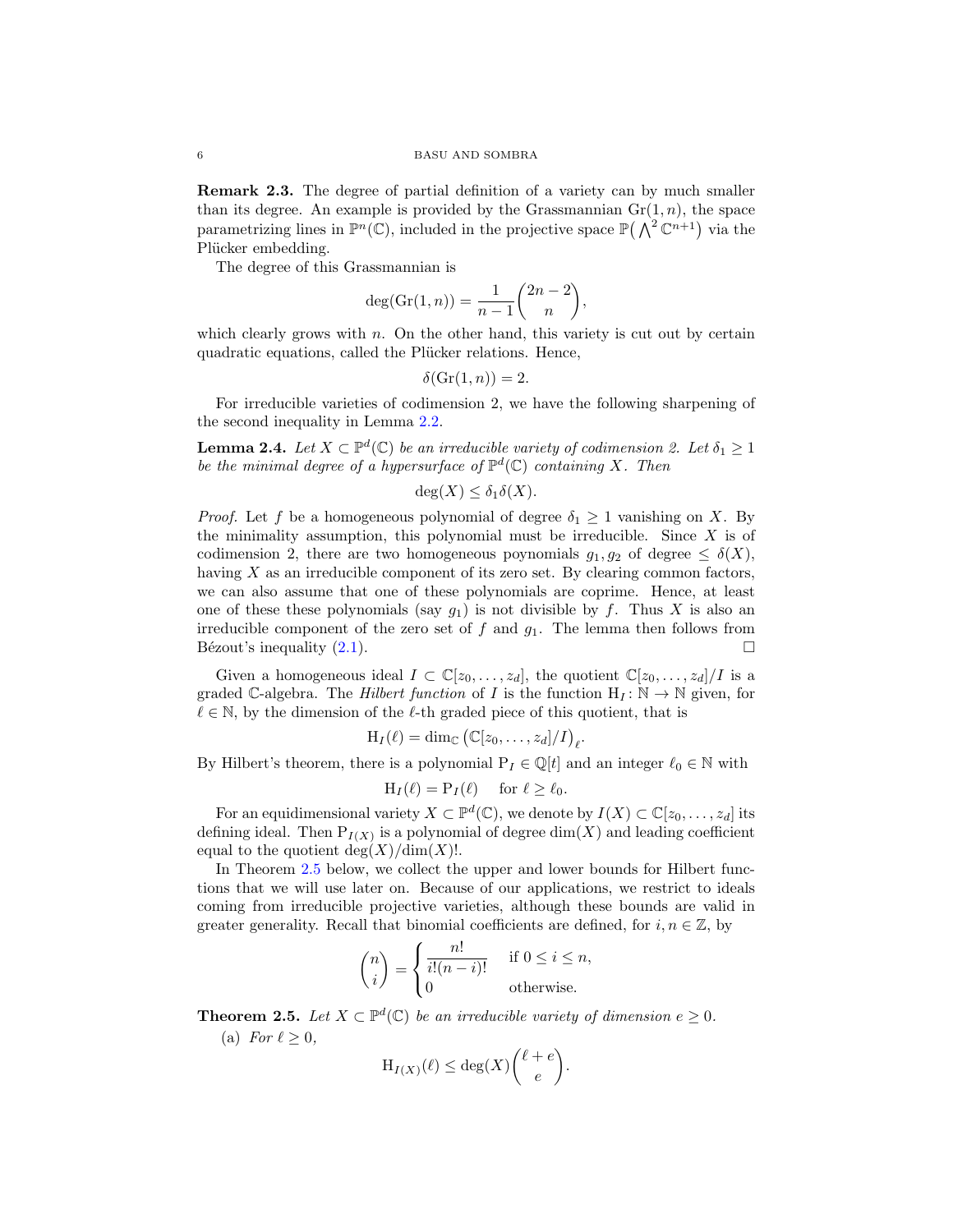**Remark 2.3.** The degree of partial definition of a variety can by much smaller than its degree. An example is provided by the Grassmannian $\mathrm{Gr}(1,n)$, the space parametrizing lines in $\mathbb{P}^n(\mathbb{C})$, included in the projective space $\mathbb{P}\big(\bigwedge^2 \mathbb{C}^{n+1}\big)$ via the Plücker embedding.

The degree of this Grassmannian is

$$\deg(\mathrm{Gr}(1,n)) = \frac{1}{n-1}\binom{2n-2}{n},$$

which clearly grows with $n$. On the other hand, this variety is cut out by certain quadratic equations, called the Plücker relations. Hence,

$$\delta(\mathrm{Gr}(1,n)) = 2.$$

For irreducible varieties of codimension 2, we have the following sharpening of the second inequality in Lemma 2.2.

**Lemma 2.4.** *Let $X \subset \mathbb{P}^d(\mathbb{C})$ be an irreducible variety of codimension 2. Let $\delta_1 \geq 1$ be the minimal degree of a hypersurface of $\mathbb{P}^d(\mathbb{C})$ containing $X$. Then*

$$\deg(X) \leq \delta_1 \delta(X).$$

*Proof.* Let $f$ be a homogeneous polynomial of degree $\delta_1 \geq 1$ vanishing on $X$. By the minimality assumption, this polynomial must be irreducible. Since $X$ is of codimension 2, there are two homogeneous poynomials $g_1, g_2$ of degree $\leq \delta(X)$, having $X$ as an irreducible component of its zero set. By clearing common factors, we can also assume that one of these polynomials are coprime. Hence, at least one of these these polynomials (say $g_1$) is not divisible by $f$. Thus $X$ is also an irreducible component of the zero set of $f$ and $g_1$. The lemma then follows from Bézout's inequality (2.1). □

Given a homogeneous ideal $I \subset \mathbb{C}[z_0, \ldots, z_d]$, the quotient $\mathbb{C}[z_0, \ldots, z_d]/I$ is a graded $\mathbb{C}$-algebra. The *Hilbert function* of $I$ is the function $\mathrm{H}_I \colon \mathbb{N} \to \mathbb{N}$ given, for $\ell \in \mathbb{N}$, by the dimension of the $\ell$-th graded piece of this quotient, that is

$$\mathrm{H}_I(\ell) = \dim_{\mathbb{C}} \big(\mathbb{C}[z_0, \ldots, z_d]/I\big)_{\ell}.$$

By Hilbert's theorem, there is a polynomial $\mathrm{P}_I \in \mathbb{Q}[t]$ and an integer $\ell_0 \in \mathbb{N}$ with

$$\mathrm{H}_I(\ell) = \mathrm{P}_I(\ell) \quad \text{ for } \ell \geq \ell_0.$$

For an equidimensional variety $X \subset \mathbb{P}^d(\mathbb{C})$, we denote by $I(X) \subset \mathbb{C}[z_0, \ldots, z_d]$ its defining ideal. Then $\mathrm{P}_{I(X)}$ is a polynomial of degree $\dim(X)$ and leading coefficient equal to the quotient $\deg(X)/\dim(X)!$.

In Theorem 2.5 below, we collect the upper and lower bounds for Hilbert functions that we will use later on. Because of our applications, we restrict to ideals coming from irreducible projective varieties, although these bounds are valid in greater generality. Recall that binomial coefficients are defined, for $i, n \in \mathbb{Z}$, by

$$\binom{n}{i} = \begin{cases} \dfrac{n!}{i!(n-i)!} & \text{if } 0 \leq i \leq n, \\ 0 & \text{otherwise.} \end{cases}$$

**Theorem 2.5.** *Let $X \subset \mathbb{P}^d(\mathbb{C})$ be an irreducible variety of dimension $e \geq 0$.*

(a) *For $\ell \geq 0$,*

$$\mathrm{H}_{I(X)}(\ell) \leq \deg(X)\binom{\ell + e}{e}.$$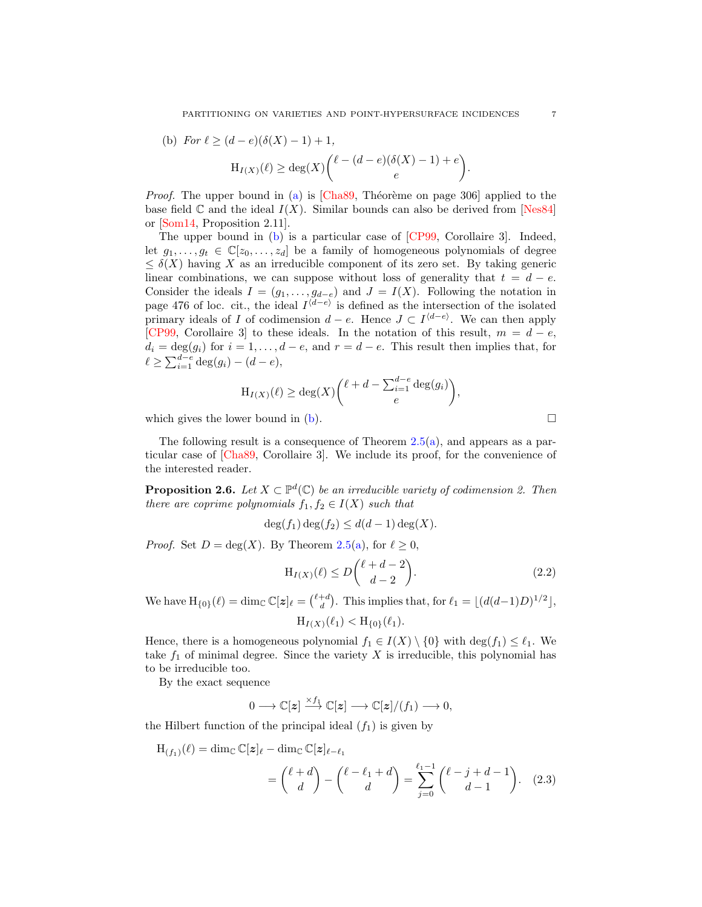(b) *For* $\ell \geq (d-e)(\delta(X)-1)+1$,

$$\mathrm{H}_{I(X)}(\ell) \geq \deg(X)\binom{\ell-(d-e)(\delta(X)-1)+e}{e}.$$

*Proof.* The upper bound in (a) is [Cha89, Théorème on page 306] applied to the base field $\mathbb{C}$ and the ideal $I(X)$. Similar bounds can also be derived from [Nes84] or [Som14, Proposition 2.11].

The upper bound in (b) is a particular case of [CP99, Corollaire 3]. Indeed, let $g_1, \dots, g_t \in \mathbb{C}[z_0, \dots, z_d]$ be a family of homogeneous polynomials of degree $\leq \delta(X)$ having $X$ as an irreducible component of its zero set. By taking generic linear combinations, we can suppose without loss of generality that $t = d-e$. Consider the ideals $I = (g_1, \dots, g_{d-e})$ and $J = I(X)$. Following the notation in page 476 of loc. cit., the ideal $I^{\langle d-e \rangle}$ is defined as the intersection of the isolated primary ideals of $I$ of codimension $d-e$. Hence $J \subset I^{\langle d-e \rangle}$. We can then apply [CP99, Corollaire 3] to these ideals. In the notation of this result, $m = d-e$, $d_i = \deg(g_i)$ for $i = 1, \dots, d-e$, and $r = d-e$. This result then implies that, for $\ell \geq \sum_{i=1}^{d-e}\deg(g_i) - (d-e)$,

$$\mathrm{H}_{I(X)}(\ell) \geq \deg(X)\binom{\ell+d-\sum_{i=1}^{d-e}\deg(g_i)}{e},$$

which gives the lower bound in (b). $\square$

The following result is a consequence of Theorem 2.5(a), and appears as a particular case of [Cha89, Corollaire 3]. We include its proof, for the convenience of the interested reader.

**Proposition 2.6.** *Let* $X \subset \mathbb{P}^d(\mathbb{C})$ *be an irreducible variety of codimension 2. Then there are coprime polynomials* $f_1, f_2 \in I(X)$ *such that*

$$\deg(f_1)\deg(f_2) \leq d(d-1)\deg(X).$$

*Proof.* Set $D = \deg(X)$. By Theorem 2.5(a), for $\ell \geq 0$,

$$\mathrm{H}_{I(X)}(\ell) \leq D\binom{\ell+d-2}{d-2}. \tag{2.2}$$

We have $\mathrm{H}_{\{0\}}(\ell) = \dim_{\mathbb{C}} \mathbb{C}[\boldsymbol{z}]_\ell = \binom{\ell+d}{d}$. This implies that, for $\ell_1 = \lfloor (d(d-1)D)^{1/2} \rfloor$,

$$\mathrm{H}_{I(X)}(\ell_1) < \mathrm{H}_{\{0\}}(\ell_1).$$

Hence, there is a homogeneous polynomial $f_1 \in I(X) \setminus \{0\}$ with $\deg(f_1) \leq \ell_1$. We take $f_1$ of minimal degree. Since the variety $X$ is irreducible, this polynomial has to be irreducible too.

By the exact sequence

$$0 \longrightarrow \mathbb{C}[\boldsymbol{z}] \xrightarrow{\times f_1} \mathbb{C}[\boldsymbol{z}] \longrightarrow \mathbb{C}[\boldsymbol{z}]/(f_1) \longrightarrow 0,$$

the Hilbert function of the principal ideal $(f_1)$ is given by

$$\mathrm{H}_{(f_1)}(\ell) = \dim_{\mathbb{C}} \mathbb{C}[\boldsymbol{z}]_\ell - \dim_{\mathbb{C}} \mathbb{C}[\boldsymbol{z}]_{\ell-\ell_1} = \binom{\ell+d}{d} - \binom{\ell-\ell_1+d}{d} = \sum_{j=0}^{\ell_1-1}\binom{\ell-j+d-1}{d-1}. \tag{2.3}$$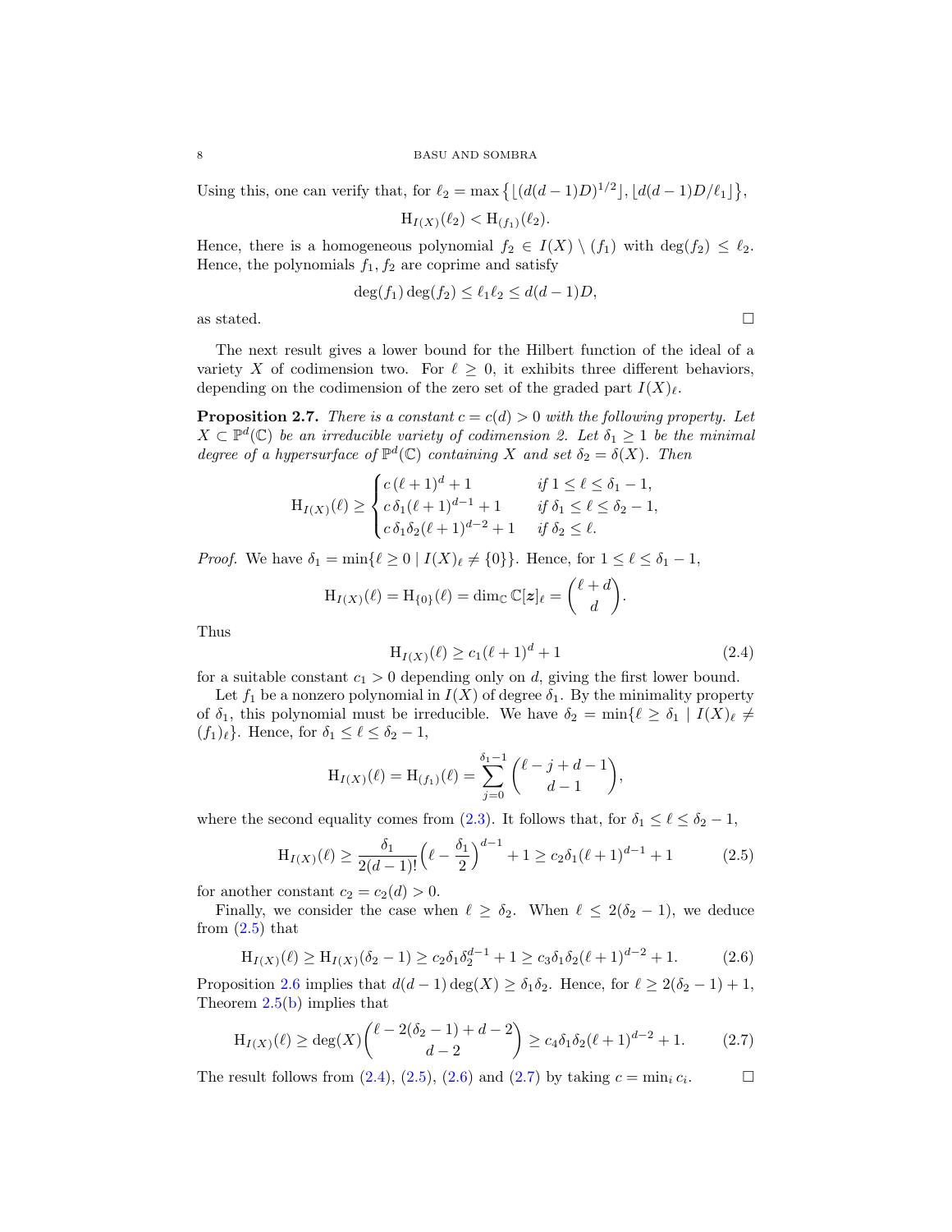Using this, one can verify that, for $\ell_2 = \max\{\lfloor (d(d-1)D)^{1/2} \rfloor, \lfloor d(d-1)D/\ell_1 \rfloor\}$,

$$\mathrm{H}_{I(X)}(\ell_2) < \mathrm{H}_{(f_1)}(\ell_2).$$

Hence, there is a homogeneous polynomial $f_2 \in I(X) \setminus (f_1)$ with $\deg(f_2) \leq \ell_2$. Hence, the polynomials $f_1, f_2$ are coprime and satisfy

$$\deg(f_1)\deg(f_2) \leq \ell_1 \ell_2 \leq d(d-1)D,$$

as stated. □

The next result gives a lower bound for the Hilbert function of the ideal of a variety $X$ of codimension two. For $\ell \geq 0$, it exhibits three different behaviors, depending on the codimension of the zero set of the graded part $I(X)_\ell$.

**Proposition 2.7.** *There is a constant $c = c(d) > 0$ with the following property. Let $X \subset \mathbb{P}^d(\mathbb{C})$ be an irreducible variety of codimension 2. Let $\delta_1 \geq 1$ be the minimal degree of a hypersurface of $\mathbb{P}^d(\mathbb{C})$ containing $X$ and set $\delta_2 = \delta(X)$. Then*

$$\mathrm{H}_{I(X)}(\ell) \geq \begin{cases} c\,(\ell+1)^d + 1 & \text{if } 1 \leq \ell \leq \delta_1 - 1, \\ c\,\delta_1(\ell+1)^{d-1} + 1 & \text{if } \delta_1 \leq \ell \leq \delta_2 - 1, \\ c\,\delta_1\delta_2(\ell+1)^{d-2} + 1 & \text{if } \delta_2 \leq \ell. \end{cases}$$

*Proof.* We have $\delta_1 = \min\{\ell \geq 0 \mid I(X)_\ell \neq \{0\}\}$. Hence, for $1 \leq \ell \leq \delta_1 - 1$,

$$\mathrm{H}_{I(X)}(\ell) = \mathrm{H}_{\{0\}}(\ell) = \dim_{\mathbb{C}} \mathbb{C}[\boldsymbol{z}]_\ell = \binom{\ell+d}{d}.$$

Thus

$$\mathrm{H}_{I(X)}(\ell) \geq c_1(\ell+1)^d + 1 \tag{2.4}$$

for a suitable constant $c_1 > 0$ depending only on $d$, giving the first lower bound.

Let $f_1$ be a nonzero polynomial in $I(X)$ of degree $\delta_1$. By the minimality property of $\delta_1$, this polynomial must be irreducible. We have $\delta_2 = \min\{\ell \geq \delta_1 \mid I(X)_\ell \neq (f_1)_\ell\}$. Hence, for $\delta_1 \leq \ell \leq \delta_2 - 1$,

$$\mathrm{H}_{I(X)}(\ell) = \mathrm{H}_{(f_1)}(\ell) = \sum_{j=0}^{\delta_1 - 1} \binom{\ell - j + d - 1}{d-1},$$

where the second equality comes from (2.3). It follows that, for $\delta_1 \leq \ell \leq \delta_2 - 1$,

$$\mathrm{H}_{I(X)}(\ell) \geq \frac{\delta_1}{2(d-1)!}\Big(\ell - \frac{\delta_1}{2}\Big)^{d-1} + 1 \geq c_2\delta_1(\ell+1)^{d-1} + 1 \tag{2.5}$$

for another constant $c_2 = c_2(d) > 0$.

Finally, we consider the case when $\ell \geq \delta_2$. When $\ell \leq 2(\delta_2 - 1)$, we deduce from (2.5) that

$$\mathrm{H}_{I(X)}(\ell) \geq \mathrm{H}_{I(X)}(\delta_2 - 1) \geq c_2\delta_1\delta_2^{d-1} + 1 \geq c_3\delta_1\delta_2(\ell+1)^{d-2} + 1. \tag{2.6}$$

Proposition 2.6 implies that $d(d-1)\deg(X) \geq \delta_1\delta_2$. Hence, for $\ell \geq 2(\delta_2 - 1) + 1$, Theorem 2.5(b) implies that

$$\mathrm{H}_{I(X)}(\ell) \geq \deg(X)\binom{\ell - 2(\delta_2 - 1) + d - 2}{d-2} \geq c_4\delta_1\delta_2(\ell+1)^{d-2} + 1. \tag{2.7}$$

The result follows from (2.4), (2.5), (2.6) and (2.7) by taking $c = \min_i c_i$. □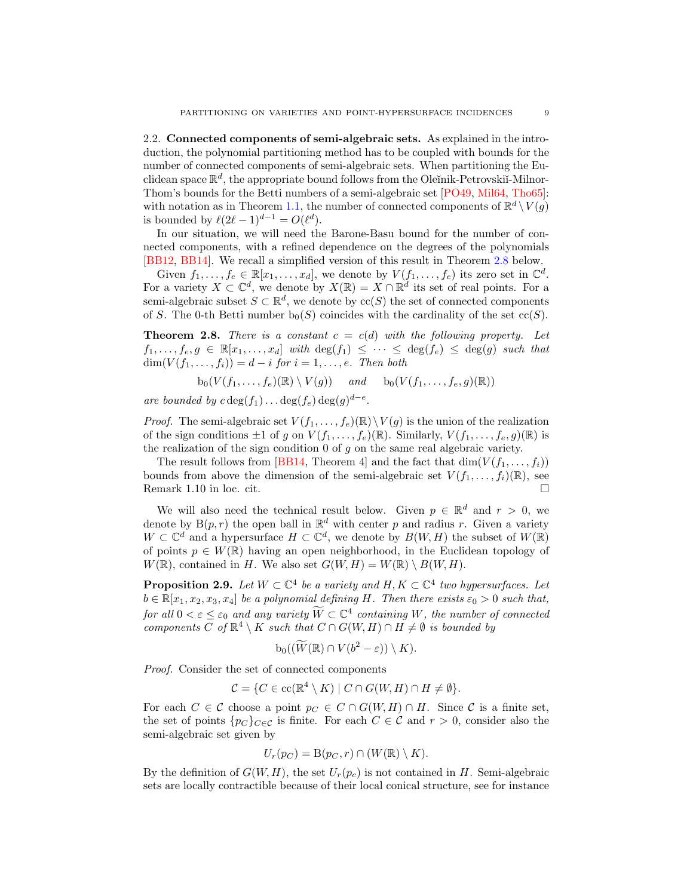### 2.2. Connected components of semi-algebraic sets.

As explained in the introduction, the polynomial partitioning method has to be coupled with bounds for the number of connected components of semi-algebraic sets. When partitioning the Euclidean space $\mathbb{R}^d$, the appropriate bound follows from the Oleĭnik-Petrovskiĭ-Milnor-Thom's bounds for the Betti numbers of a semi-algebraic set [PO49, Mil64, Tho65]: with notation as in Theorem 1.1, the number of connected components of $\mathbb{R}^d \setminus V(g)$ is bounded by $\ell(2\ell-1)^{d-1} = O(\ell^d)$.

In our situation, we will need the Barone-Basu bound for the number of connected components, with a refined dependence on the degrees of the polynomials [BB12, BB14]. We recall a simplified version of this result in Theorem 2.8 below.

Given $f_1, \dots, f_e \in \mathbb{R}[x_1, \dots, x_d]$, we denote by $V(f_1, \dots, f_e)$ its zero set in $\mathbb{C}^d$. For a variety $X \subset \mathbb{C}^d$, we denote by $X(\mathbb{R}) = X \cap \mathbb{R}^d$ its set of real points. For a semi-algebraic subset $S \subset \mathbb{R}^d$, we denote by $\mathrm{cc}(S)$ the set of connected components of $S$. The 0-th Betti number $\mathrm{b}_0(S)$ coincides with the cardinality of the set $\mathrm{cc}(S)$.

**Theorem 2.8.** *There is a constant $c = c(d)$ with the following property. Let $f_1, \dots, f_e, g \in \mathbb{R}[x_1, \dots, x_d]$ with $\deg(f_1) \leq \dots \leq \deg(f_e) \leq \deg(g)$ such that $\dim(V(f_1, \dots, f_i)) = d - i$ for $i = 1, \dots, e$. Then both*

$$\mathrm{b}_0(V(f_1, \dots, f_e)(\mathbb{R}) \setminus V(g)) \quad \text{and} \quad \mathrm{b}_0(V(f_1, \dots, f_e, g)(\mathbb{R}))$$

*are bounded by $c \deg(f_1) \dots \deg(f_e) \deg(g)^{d-e}$.*

*Proof.* The semi-algebraic set $V(f_1, \dots, f_e)(\mathbb{R}) \setminus V(g)$ is the union of the realization of the sign conditions $\pm 1$ of $g$ on $V(f_1, \dots, f_e)(\mathbb{R})$. Similarly, $V(f_1, \dots, f_e, g)(\mathbb{R})$ is the realization of the sign condition 0 of $g$ on the same real algebraic variety.

The result follows from [BB14, Theorem 4] and the fact that $\dim(V(f_1, \dots, f_i))$ bounds from above the dimension of the semi-algebraic set $V(f_1, \dots, f_i)(\mathbb{R})$, see Remark 1.10 in loc. cit. $\square$

We will also need the technical result below. Given $p \in \mathbb{R}^d$ and $r > 0$, we denote by $\mathrm{B}(p, r)$ the open ball in $\mathbb{R}^d$ with center $p$ and radius $r$. Given a variety $W \subset \mathbb{C}^d$ and a hypersurface $H \subset \mathbb{C}^d$, we denote by $B(W, H)$ the subset of $W(\mathbb{R})$ of points $p \in W(\mathbb{R})$ having an open neighborhood, in the Euclidean topology of $W(\mathbb{R})$, contained in $H$. We also set $G(W, H) = W(\mathbb{R}) \setminus B(W, H)$.

**Proposition 2.9.** *Let $W \subset \mathbb{C}^4$ be a variety and $H, K \subset \mathbb{C}^4$ two hypersurfaces. Let $b \in \mathbb{R}[x_1, x_2, x_3, x_4]$ be a polynomial defining $H$. Then there exists $\varepsilon_0 > 0$ such that, for all $0 < \varepsilon \leq \varepsilon_0$ and any variety $\widetilde{W} \subset \mathbb{C}^4$ containing $W$, the number of connected components $C$ of $\mathbb{R}^4 \setminus K$ such that $C \cap G(W, H) \cap H \neq \emptyset$ is bounded by*

$$\mathrm{b}_0((\widetilde{W}(\mathbb{R}) \cap V(b^2 - \varepsilon)) \setminus K).$$

*Proof.* Consider the set of connected components

$$\mathcal{C} = \{C \in \mathrm{cc}(\mathbb{R}^4 \setminus K) \mid C \cap G(W, H) \cap H \neq \emptyset\}.$$

For each $C \in \mathcal{C}$ choose a point $p_C \in C \cap G(W, H) \cap H$. Since $\mathcal{C}$ is a finite set, the set of points $\{p_C\}_{C \in \mathcal{C}}$ is finite. For each $C \in \mathcal{C}$ and $r > 0$, consider also the semi-algebraic set given by

$$U_r(p_C) = \mathrm{B}(p_C, r) \cap (W(\mathbb{R}) \setminus K).$$

By the definition of $G(W, H)$, the set $U_r(p_c)$ is not contained in $H$. Semi-algebraic sets are locally contractible because of their local conical structure, see for instance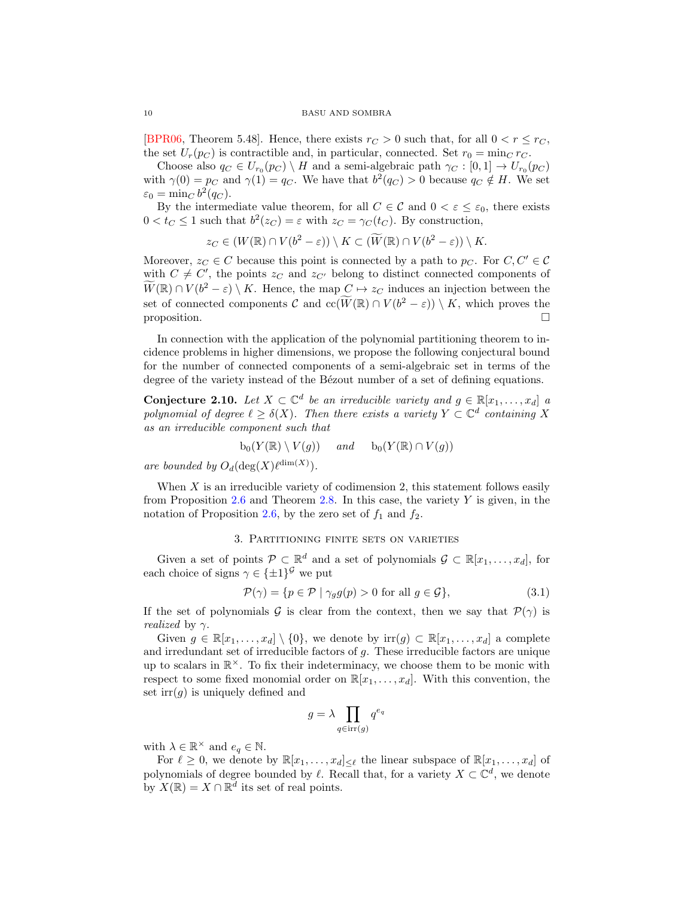[BPR06, Theorem 5.48]. Hence, there exists $r_C > 0$ such that, for all $0 < r \leq r_C$, the set $U_r(p_C)$ is contractible and, in particular, connected. Set $r_0 = \min_C r_C$.

Choose also $q_C \in U_{r_0}(p_C) \setminus H$ and a semi-algebraic path $\gamma_C : [0, 1] \to U_{r_0}(p_C)$ with $\gamma(0) = p_C$ and $\gamma(1) = q_C$. We have that $b^2(q_C) > 0$ because $q_C \notin H$. We set $\varepsilon_0 = \min_C b^2(q_C)$.

By the intermediate value theorem, for all $C \in \mathcal{C}$ and $0 < \varepsilon \leq \varepsilon_0$, there exists $0 < t_C \leq 1$ such that $b^2(z_C) = \varepsilon$ with $z_C = \gamma_C(t_C)$. By construction,

$$z_C \in (W(\mathbb{R}) \cap V(b^2 - \varepsilon)) \setminus K \subset (\widetilde{W}(\mathbb{R}) \cap V(b^2 - \varepsilon)) \setminus K.$$

Moreover, $z_C \in C$ because this point is connected by a path to $p_C$. For $C, C' \in \mathcal{C}$ with $C \neq C'$, the points $z_C$ and $z_{C'}$ belong to distinct connected components of $\widetilde{W}(\mathbb{R}) \cap V(b^2 - \varepsilon) \setminus K$. Hence, the map $C \mapsto z_C$ induces an injection between the set of connected components $\mathcal{C}$ and $\mathrm{cc}(\widetilde{W}(\mathbb{R}) \cap V(b^2 - \varepsilon)) \setminus K$, which proves the proposition. □

In connection with the application of the polynomial partitioning theorem to incidence problems in higher dimensions, we propose the following conjectural bound for the number of connected components of a semi-algebraic set in terms of the degree of the variety instead of the Bézout number of a set of defining equations.

**Conjecture 2.10.** *Let $X \subset \mathbb{C}^d$ be an irreducible variety and $g \in \mathbb{R}[x_1, \ldots, x_d]$ a polynomial of degree $\ell \geq \delta(X)$. Then there exists a variety $Y \subset \mathbb{C}^d$ containing $X$ as an irreducible component such that*

$$\mathrm{b}_0(Y(\mathbb{R}) \setminus V(g)) \quad \textit{and} \quad \mathrm{b}_0(Y(\mathbb{R}) \cap V(g))$$

*are bounded by $O_d(\deg(X)\ell^{\dim(X)})$.*

When $X$ is an irreducible variety of codimension 2, this statement follows easily from Proposition 2.6 and Theorem 2.8. In this case, the variety $Y$ is given, in the notation of Proposition 2.6, by the zero set of $f_1$ and $f_2$.

## 3. Partitioning finite sets on varieties

Given a set of points $\mathcal{P} \subset \mathbb{R}^d$ and a set of polynomials $\mathcal{G} \subset \mathbb{R}[x_1, \ldots, x_d]$, for each choice of signs $\gamma \in \{\pm 1\}^{\mathcal{G}}$ we put

$$\mathcal{P}(\gamma) = \{p \in \mathcal{P} \mid \gamma_g g(p) > 0 \text{ for all } g \in \mathcal{G}\}, \tag{3.1}$$

If the set of polynomials $\mathcal{G}$ is clear from the context, then we say that $\mathcal{P}(\gamma)$ is *realized* by $\gamma$.

Given $g \in \mathbb{R}[x_1, \ldots, x_d] \setminus \{0\}$, we denote by $\mathrm{irr}(g) \subset \mathbb{R}[x_1, \ldots, x_d]$ a complete and irredundant set of irreducible factors of $g$. These irreducible factors are unique up to scalars in $\mathbb{R}^\times$. To fix their indeterminacy, we choose them to be monic with respect to some fixed monomial order on $\mathbb{R}[x_1, \ldots, x_d]$. With this convention, the set $\mathrm{irr}(g)$ is uniquely defined and

$$g = \lambda \prod_{q \in \mathrm{irr}(g)} q^{e_q}$$

with $\lambda \in \mathbb{R}^\times$ and $e_q \in \mathbb{N}$.

For $\ell \geq 0$, we denote by $\mathbb{R}[x_1, \ldots, x_d]_{\leq \ell}$ the linear subspace of $\mathbb{R}[x_1, \ldots, x_d]$ of polynomials of degree bounded by $\ell$. Recall that, for a variety $X \subset \mathbb{C}^d$, we denote by $X(\mathbb{R}) = X \cap \mathbb{R}^d$ its set of real points.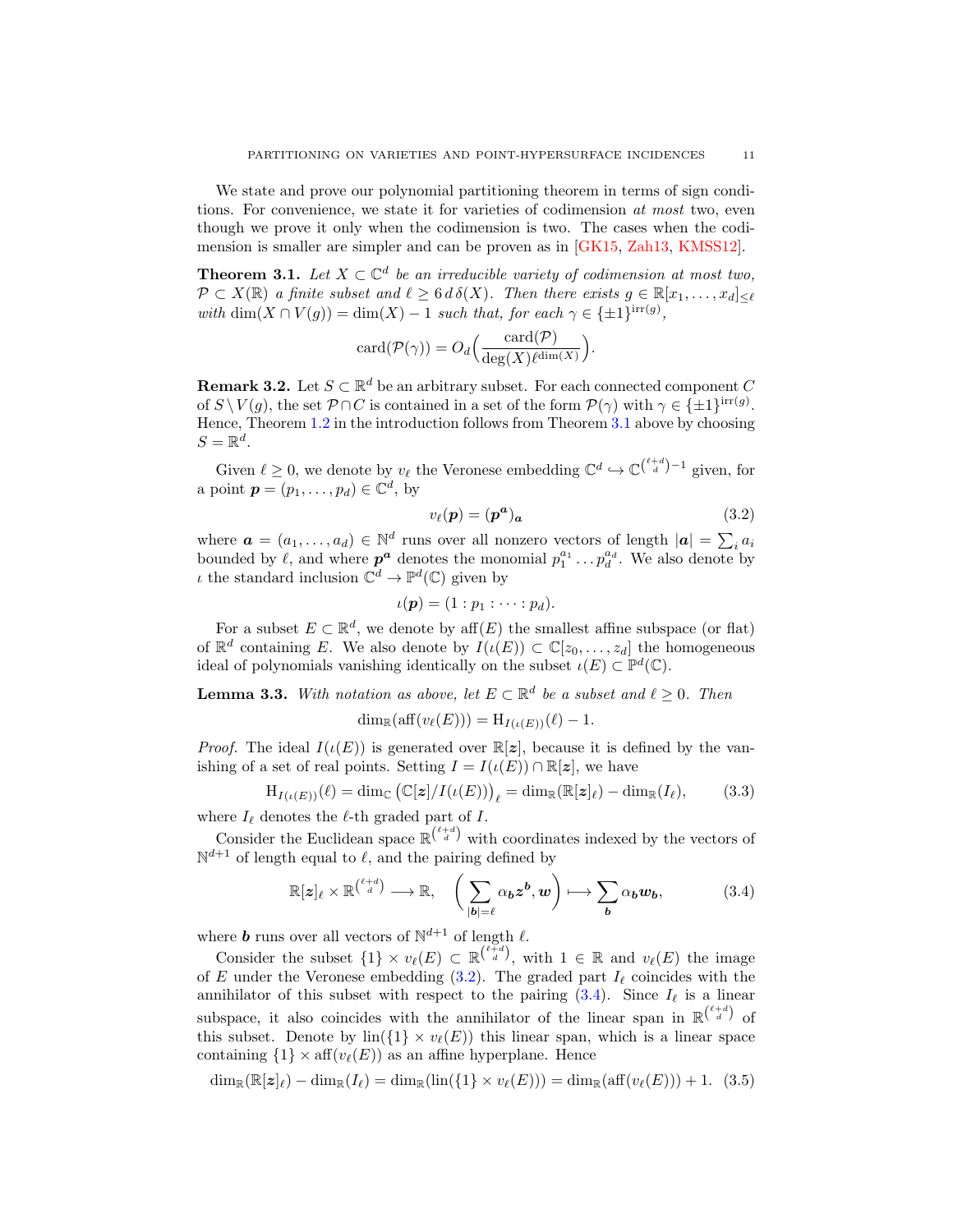We state and prove our polynomial partitioning theorem in terms of sign conditions. For convenience, we state it for varieties of codimension *at most* two, even though we prove it only when the codimension is two. The cases when the codimension is smaller are simpler and can be proven as in [GK15, Zah13, KMSS12].

**Theorem 3.1.** *Let $X \subset \mathbb{C}^d$ be an irreducible variety of codimension at most two, $\mathcal{P} \subset X(\mathbb{R})$ a finite subset and $\ell \geq 6\, d\, \delta(X)$. Then there exists $g \in \mathbb{R}[x_1, \dots, x_d]_{\leq \ell}$ with $\dim(X \cap V(g)) = \dim(X) - 1$ such that, for each $\gamma \in \{\pm 1\}^{\mathrm{irr}(g)}$,*

$$\mathrm{card}(\mathcal{P}(\gamma)) = O_d\Big(\frac{\mathrm{card}(\mathcal{P})}{\deg(X)\ell^{\dim(X)}}\Big).$$

**Remark 3.2.** Let $S \subset \mathbb{R}^d$ be an arbitrary subset. For each connected component $C$ of $S \setminus V(g)$, the set $\mathcal{P} \cap C$ is contained in a set of the form $\mathcal{P}(\gamma)$ with $\gamma \in \{\pm 1\}^{\mathrm{irr}(g)}$. Hence, Theorem 1.2 in the introduction follows from Theorem 3.1 above by choosing $S = \mathbb{R}^d$.

Given $\ell \geq 0$, we denote by $v_\ell$ the Veronese embedding $\mathbb{C}^d \hookrightarrow \mathbb{C}^{\binom{\ell+d}{d}-1}$ given, for a point $\boldsymbol{p} = (p_1, \dots, p_d) \in \mathbb{C}^d$, by

$$v_\ell(\boldsymbol{p}) = (\boldsymbol{p}^{\boldsymbol{a}})_{\boldsymbol{a}} \tag{3.2}$$

where $\boldsymbol{a} = (a_1, \dots, a_d) \in \mathbb{N}^d$ runs over all nonzero vectors of length $|\boldsymbol{a}| = \sum_i a_i$ bounded by $\ell$, and where $\boldsymbol{p}^{\boldsymbol{a}}$ denotes the monomial $p_1^{a_1} \dots p_d^{a_d}$. We also denote by $\iota$ the standard inclusion $\mathbb{C}^d \to \mathbb{P}^d(\mathbb{C})$ given by

$$\iota(\boldsymbol{p}) = (1 : p_1 : \dots : p_d).$$

For a subset $E \subset \mathbb{R}^d$, we denote by $\mathrm{aff}(E)$ the smallest affine subspace (or flat) of $\mathbb{R}^d$ containing $E$. We also denote by $I(\iota(E)) \subset \mathbb{C}[z_0, \dots, z_d]$ the homogeneous ideal of polynomials vanishing identically on the subset $\iota(E) \subset \mathbb{P}^d(\mathbb{C})$.

**Lemma 3.3.** *With notation as above, let $E \subset \mathbb{R}^d$ be a subset and $\ell \geq 0$. Then*

$$\dim_{\mathbb{R}}(\mathrm{aff}(v_\ell(E))) = \mathrm{H}_{I(\iota(E))}(\ell) - 1.$$

*Proof.* The ideal $I(\iota(E))$ is generated over $\mathbb{R}[\boldsymbol{z}]$, because it is defined by the vanishing of a set of real points. Setting $I = I(\iota(E)) \cap \mathbb{R}[\boldsymbol{z}]$, we have

$$\mathrm{H}_{I(\iota(E))}(\ell) = \dim_{\mathbb{C}} \big(\mathbb{C}[\boldsymbol{z}]/I(\iota(E))\big)_\ell = \dim_{\mathbb{R}}(\mathbb{R}[\boldsymbol{z}]_\ell) - \dim_{\mathbb{R}}(I_\ell), \tag{3.3}$$

where $I_\ell$ denotes the $\ell$-th graded part of $I$.

Consider the Euclidean space $\mathbb{R}^{\binom{\ell+d}{d}}$ with coordinates indexed by the vectors of $\mathbb{N}^{d+1}$ of length equal to $\ell$, and the pairing defined by

$$\mathbb{R}[\boldsymbol{z}]_\ell \times \mathbb{R}^{\binom{\ell+d}{d}} \longrightarrow \mathbb{R}, \quad \Bigg(\sum_{|\boldsymbol{b}|=\ell} \alpha_{\boldsymbol{b}} \boldsymbol{z}^{\boldsymbol{b}}, \boldsymbol{w}\Bigg) \longmapsto \sum_{\boldsymbol{b}} \alpha_{\boldsymbol{b}} \boldsymbol{w}_{\boldsymbol{b}}, \tag{3.4}$$

where $\boldsymbol{b}$ runs over all vectors of $\mathbb{N}^{d+1}$ of length $\ell$.

Consider the subset $\{1\} \times v_\ell(E) \subset \mathbb{R}^{\binom{\ell+d}{d}}$, with $1 \in \mathbb{R}$ and $v_\ell(E)$ the image of $E$ under the Veronese embedding (3.2). The graded part $I_\ell$ coincides with the annihilator of this subset with respect to the pairing (3.4). Since $I_\ell$ is a linear subspace, it also coincides with the annihilator of the linear span in $\mathbb{R}^{\binom{\ell+d}{d}}$ of this subset. Denote by $\mathrm{lin}(\{1\} \times v_\ell(E))$ this linear span, which is a linear space containing $\{1\} \times \mathrm{aff}(v_\ell(E))$ as an affine hyperplane. Hence

$$\dim_{\mathbb{R}}(\mathbb{R}[\boldsymbol{z}]_\ell) - \dim_{\mathbb{R}}(I_\ell) = \dim_{\mathbb{R}}(\mathrm{lin}(\{1\} \times v_\ell(E))) = \dim_{\mathbb{R}}(\mathrm{aff}(v_\ell(E))) + 1. \tag{3.5}$$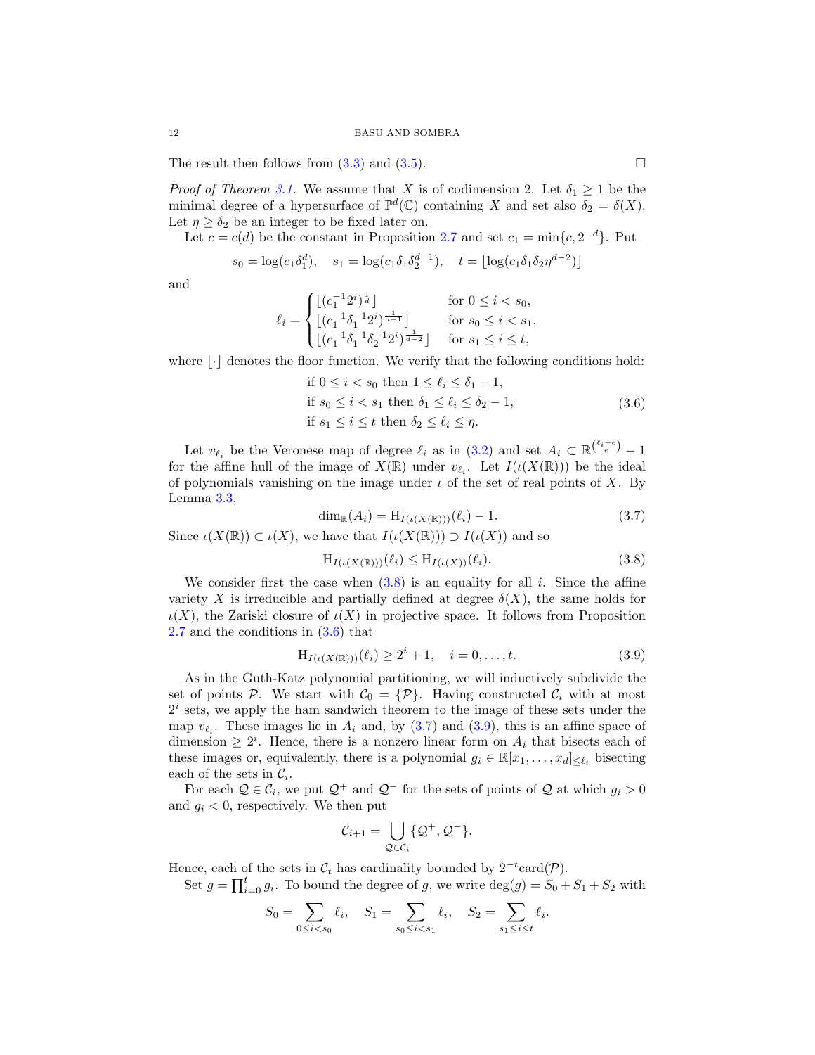The result then follows from (3.3) and (3.5). □

*Proof of Theorem 3.1.* We assume that $X$ is of codimension 2. Let $\delta_1 \geq 1$ be the minimal degree of a hypersurface of $\mathbb{P}^d(\mathbb{C})$ containing $X$ and set also $\delta_2 = \delta(X)$. Let $\eta \geq \delta_2$ be an integer to be fixed later on.

Let $c = c(d)$ be the constant in Proposition 2.7 and set $c_1 = \min\{c, 2^{-d}\}$. Put

$$s_0 = \log(c_1 \delta_1^d), \quad s_1 = \log(c_1 \delta_1 \delta_2^{d-1}), \quad t = \lfloor \log(c_1 \delta_1 \delta_2 \eta^{d-2}) \rfloor$$

and

$$\ell_i = \begin{cases} \lfloor (c_1^{-1} 2^i)^{\frac{1}{d}} \rfloor & \text{for } 0 \leq i < s_0, \\ \lfloor (c_1^{-1} \delta_1^{-1} 2^i)^{\frac{1}{d-1}} \rfloor & \text{for } s_0 \leq i < s_1, \\ \lfloor (c_1^{-1} \delta_1^{-1} \delta_2^{-1} 2^i)^{\frac{1}{d-2}} \rfloor & \text{for } s_1 \leq i \leq t, \end{cases}$$

where $\lfloor \cdot \rfloor$ denotes the floor function. We verify that the following conditions hold:

$$\begin{aligned} &\text{if } 0 \leq i < s_0 \text{ then } 1 \leq \ell_i \leq \delta_1 - 1, \\ &\text{if } s_0 \leq i < s_1 \text{ then } \delta_1 \leq \ell_i \leq \delta_2 - 1, \\ &\text{if } s_1 \leq i \leq t \text{ then } \delta_2 \leq \ell_i \leq \eta. \end{aligned} \tag{3.6}$$

Let $v_{\ell_i}$ be the Veronese map of degree $\ell_i$ as in (3.2) and set $A_i \subset \mathbb{R}^{\binom{\ell_i + e}{e} - 1}$ for the affine hull of the image of $X(\mathbb{R})$ under $v_{\ell_i}$. Let $I(\iota(X(\mathbb{R})))$ be the ideal of polynomials vanishing on the image under $\iota$ of the set of real points of $X$. By Lemma 3.3,

$$\dim_{\mathbb{R}}(A_i) = \mathrm{H}_{I(\iota(X(\mathbb{R})))}(\ell_i) - 1. \tag{3.7}$$

Since $\iota(X(\mathbb{R})) \subset \iota(X)$, we have that $I(\iota(X(\mathbb{R}))) \supset I(\iota(X))$ and so

$$\mathrm{H}_{I(\iota(X(\mathbb{R})))}(\ell_i) \leq \mathrm{H}_{I(\iota(X))}(\ell_i). \tag{3.8}$$

We consider first the case when (3.8) is an equality for all $i$. Since the affine variety $X$ is irreducible and partially defined at degree $\delta(X)$, the same holds for $\overline{\iota(X)}$, the Zariski closure of $\iota(X)$ in projective space. It follows from Proposition 2.7 and the conditions in (3.6) that

$$\mathrm{H}_{I(\iota(X(\mathbb{R})))}(\ell_i) \geq 2^i + 1, \quad i = 0, \ldots, t. \tag{3.9}$$

As in the Guth-Katz polynomial partitioning, we will inductively subdivide the set of points $\mathcal{P}$. We start with $\mathcal{C}_0 = \{\mathcal{P}\}$. Having constructed $\mathcal{C}_i$ with at most $2^i$ sets, we apply the ham sandwich theorem to the image of these sets under the map $v_{\ell_i}$. These images lie in $A_i$ and, by (3.7) and (3.9), this is an affine space of dimension $\geq 2^i$. Hence, there is a nonzero linear form on $A_i$ that bisects each of these images or, equivalently, there is a polynomial $g_i \in \mathbb{R}[x_1, \ldots, x_d]_{\leq \ell_i}$ bisecting each of the sets in $\mathcal{C}_i$.

For each $\mathcal{Q} \in \mathcal{C}_i$, we put $\mathcal{Q}^+$ and $\mathcal{Q}^-$ for the sets of points of $\mathcal{Q}$ at which $g_i > 0$ and $g_i < 0$, respectively. We then put

$$\mathcal{C}_{i+1} = \bigcup_{\mathcal{Q} \in \mathcal{C}_i} \{\mathcal{Q}^+, \mathcal{Q}^-\}.$$

Hence, each of the sets in $\mathcal{C}_t$ has cardinality bounded by $2^{-t}\mathrm{card}(\mathcal{P})$.

Set $g = \prod_{i=0}^t g_i$. To bound the degree of $g$, we write $\deg(g) = S_0 + S_1 + S_2$ with

$$S_0 = \sum_{0 \leq i < s_0} \ell_i, \quad S_1 = \sum_{s_0 \leq i < s_1} \ell_i, \quad S_2 = \sum_{s_1 \leq i \leq t} \ell_i.$$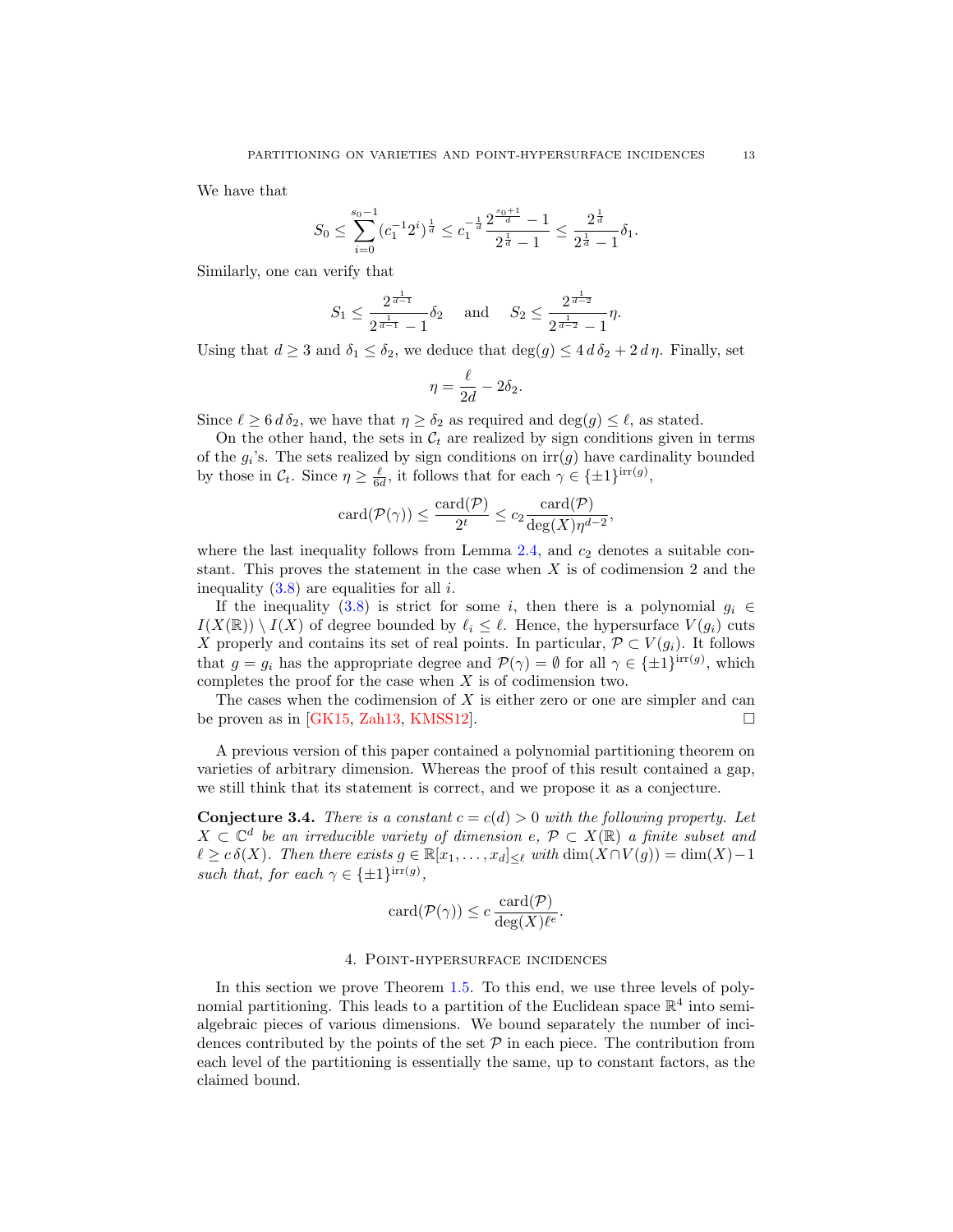We have that

$$S_0 \leq \sum_{i=0}^{s_0-1} (c_1^{-1} 2^i)^{\frac{1}{d}} \leq c_1^{-\frac{1}{d}} \frac{2^{\frac{s_0+1}{d}} - 1}{2^{\frac{1}{d}} - 1} \leq \frac{2^{\frac{1}{d}}}{2^{\frac{1}{d}} - 1} \delta_1.$$

Similarly, one can verify that

$$S_1 \leq \frac{2^{\frac{1}{d-1}}}{2^{\frac{1}{d-1}} - 1} \delta_2 \quad \text{and} \quad S_2 \leq \frac{2^{\frac{1}{d-2}}}{2^{\frac{1}{d-2}} - 1} \eta.$$

Using that $d \geq 3$ and $\delta_1 \leq \delta_2$, we deduce that $\deg(g) \leq 4\, d\, \delta_2 + 2\, d\, \eta$. Finally, set

$$\eta = \frac{\ell}{2d} - 2\delta_2.$$

Since $\ell \geq 6\, d\, \delta_2$, we have that $\eta \geq \delta_2$ as required and $\deg(g) \leq \ell$, as stated.

On the other hand, the sets in $\mathcal{C}_t$ are realized by sign conditions given in terms of the $g_i$'s. The sets realized by sign conditions on $\mathrm{irr}(g)$ have cardinality bounded by those in $\mathcal{C}_t$. Since $\eta \geq \frac{\ell}{6d}$, it follows that for each $\gamma \in \{\pm 1\}^{\mathrm{irr}(g)}$,

$$\mathrm{card}(\mathcal{P}(\gamma)) \leq \frac{\mathrm{card}(\mathcal{P})}{2^t} \leq c_2 \frac{\mathrm{card}(\mathcal{P})}{\deg(X) \eta^{d-2}},$$

where the last inequality follows from Lemma 2.4, and $c_2$ denotes a suitable constant. This proves the statement in the case when $X$ is of codimension 2 and the inequality (3.8) are equalities for all $i$.

If the inequality (3.8) is strict for some $i$, then there is a polynomial $g_i \in I(X(\mathbb{R})) \setminus I(X)$ of degree bounded by $\ell_i \leq \ell$. Hence, the hypersurface $V(g_i)$ cuts $X$ properly and contains its set of real points. In particular, $\mathcal{P} \subset V(g_i)$. It follows that $g = g_i$ has the appropriate degree and $\mathcal{P}(\gamma) = \emptyset$ for all $\gamma \in \{\pm 1\}^{\mathrm{irr}(g)}$, which completes the proof for the case when $X$ is of codimension two.

The cases when the codimension of $X$ is either zero or one are simpler and can be proven as in [GK15, Zah13, KMSS12]. □

A previous version of this paper contained a polynomial partitioning theorem on varieties of arbitrary dimension. Whereas the proof of this result contained a gap, we still think that its statement is correct, and we propose it as a conjecture.

**Conjecture 3.4.** *There is a constant $c = c(d) > 0$ with the following property. Let $X \subset \mathbb{C}^d$ be an irreducible variety of dimension $e$, $\mathcal{P} \subset X(\mathbb{R})$ a finite subset and $\ell \geq c\, \delta(X)$. Then there exists $g \in \mathbb{R}[x_1, \ldots, x_d]_{\leq \ell}$ with $\dim(X \cap V(g)) = \dim(X) - 1$ such that, for each $\gamma \in \{\pm 1\}^{\mathrm{irr}(g)}$,*

$$\mathrm{card}(\mathcal{P}(\gamma)) \leq c \frac{\mathrm{card}(\mathcal{P})}{\deg(X) \ell^e}.$$

## 4. Point-hypersurface incidences

In this section we prove Theorem 1.5. To this end, we use three levels of polynomial partitioning. This leads to a partition of the Euclidean space $\mathbb{R}^4$ into semi-algebraic pieces of various dimensions. We bound separately the number of incidences contributed by the points of the set $\mathcal{P}$ in each piece. The contribution from each level of the partitioning is essentially the same, up to constant factors, as the claimed bound.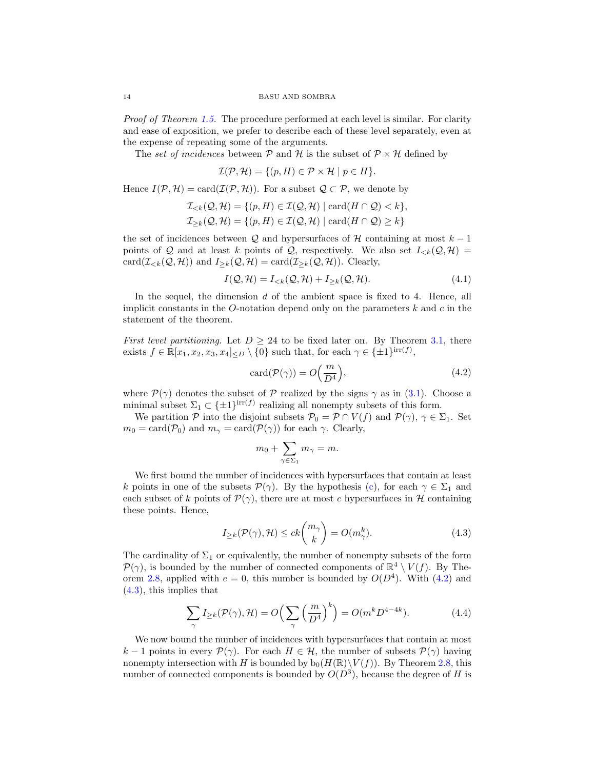*Proof of Theorem 1.5.* The procedure performed at each level is similar. For clarity and ease of exposition, we prefer to describe each of these level separately, even at the expense of repeating some of the arguments.

The *set of incidences* between $\mathcal{P}$ and $\mathcal{H}$ is the subset of $\mathcal{P} \times \mathcal{H}$ defined by

$$\mathcal{I}(\mathcal{P}, \mathcal{H}) = \{(p, H) \in \mathcal{P} \times \mathcal{H} \mid p \in H\}.$$

Hence $I(\mathcal{P}, \mathcal{H}) = \operatorname{card}(\mathcal{I}(\mathcal{P}, \mathcal{H}))$. For a subset $\mathcal{Q} \subset \mathcal{P}$, we denote by

$$\mathcal{I}_{<k}(\mathcal{Q}, \mathcal{H}) = \{(p, H) \in \mathcal{I}(\mathcal{Q}, \mathcal{H}) \mid \operatorname{card}(H \cap \mathcal{Q}) < k\},$$
$$\mathcal{I}_{\geq k}(\mathcal{Q}, \mathcal{H}) = \{(p, H) \in \mathcal{I}(\mathcal{Q}, \mathcal{H}) \mid \operatorname{card}(H \cap \mathcal{Q}) \geq k\}$$

the set of incidences between $\mathcal{Q}$ and hypersurfaces of $\mathcal{H}$ containing at most $k-1$ points of $\mathcal{Q}$ and at least $k$ points of $\mathcal{Q}$, respectively. We also set $I_{<k}(\mathcal{Q}, \mathcal{H}) = \operatorname{card}(\mathcal{I}_{<k}(\mathcal{Q}, \mathcal{H}))$ and $I_{\geq k}(\mathcal{Q}, \mathcal{H}) = \operatorname{card}(\mathcal{I}_{\geq k}(\mathcal{Q}, \mathcal{H}))$. Clearly,

$$I(\mathcal{Q}, \mathcal{H}) = I_{<k}(\mathcal{Q}, \mathcal{H}) + I_{\geq k}(\mathcal{Q}, \mathcal{H}). \tag{4.1}$$

In the sequel, the dimension $d$ of the ambient space is fixed to 4. Hence, all implicit constants in the $O$-notation depend only on the parameters $k$ and $c$ in the statement of the theorem.

*First level partitioning.* Let $D \geq 24$ to be fixed later on. By Theorem 3.1, there exists $f \in \mathbb{R}[x_1, x_2, x_3, x_4]_{\leq D} \setminus \{0\}$ such that, for each $\gamma \in \{\pm 1\}^{\operatorname{irr}(f)}$,

$$\operatorname{card}(\mathcal{P}(\gamma)) = O\Big(\frac{m}{D^4}\Big), \tag{4.2}$$

where $\mathcal{P}(\gamma)$ denotes the subset of $\mathcal{P}$ realized by the signs $\gamma$ as in (3.1). Choose a minimal subset $\Sigma_1 \subset \{\pm 1\}^{\operatorname{irr}(f)}$ realizing all nonempty subsets of this form.

We partition $\mathcal{P}$ into the disjoint subsets $\mathcal{P}_0 = \mathcal{P} \cap V(f)$ and $\mathcal{P}(\gamma)$, $\gamma \in \Sigma_1$. Set $m_0 = \operatorname{card}(\mathcal{P}_0)$ and $m_\gamma = \operatorname{card}(\mathcal{P}(\gamma))$ for each $\gamma$. Clearly,

$$m_0 + \sum_{\gamma \in \Sigma_1} m_\gamma = m.$$

We first bound the number of incidences with hypersurfaces that contain at least $k$ points in one of the subsets $\mathcal{P}(\gamma)$. By the hypothesis (c), for each $\gamma \in \Sigma_1$ and each subset of $k$ points of $\mathcal{P}(\gamma)$, there are at most $c$ hypersurfaces in $\mathcal{H}$ containing these points. Hence,

$$I_{\geq k}(\mathcal{P}(\gamma), \mathcal{H}) \leq ck \binom{m_\gamma}{k} = O(m_\gamma^k). \tag{4.3}$$

The cardinality of $\Sigma_1$ or equivalently, the number of nonempty subsets of the form $\mathcal{P}(\gamma)$, is bounded by the number of connected components of $\mathbb{R}^4 \setminus V(f)$. By Theorem 2.8, applied with $e = 0$, this number is bounded by $O(D^4)$. With (4.2) and (4.3), this implies that

$$\sum_\gamma I_{\geq k}(\mathcal{P}(\gamma), \mathcal{H}) = O\Big(\sum_\gamma \Big(\frac{m}{D^4}\Big)^k\Big) = O(m^k D^{4-4k}). \tag{4.4}$$

We now bound the number of incidences with hypersurfaces that contain at most $k-1$ points in every $\mathcal{P}(\gamma)$. For each $H \in \mathcal{H}$, the number of subsets $\mathcal{P}(\gamma)$ having nonempty intersection with $H$ is bounded by $\mathrm{b}_0(H(\mathbb{R}) \setminus V(f))$. By Theorem 2.8, this number of connected components is bounded by $O(D^3)$, because the degree of $H$ is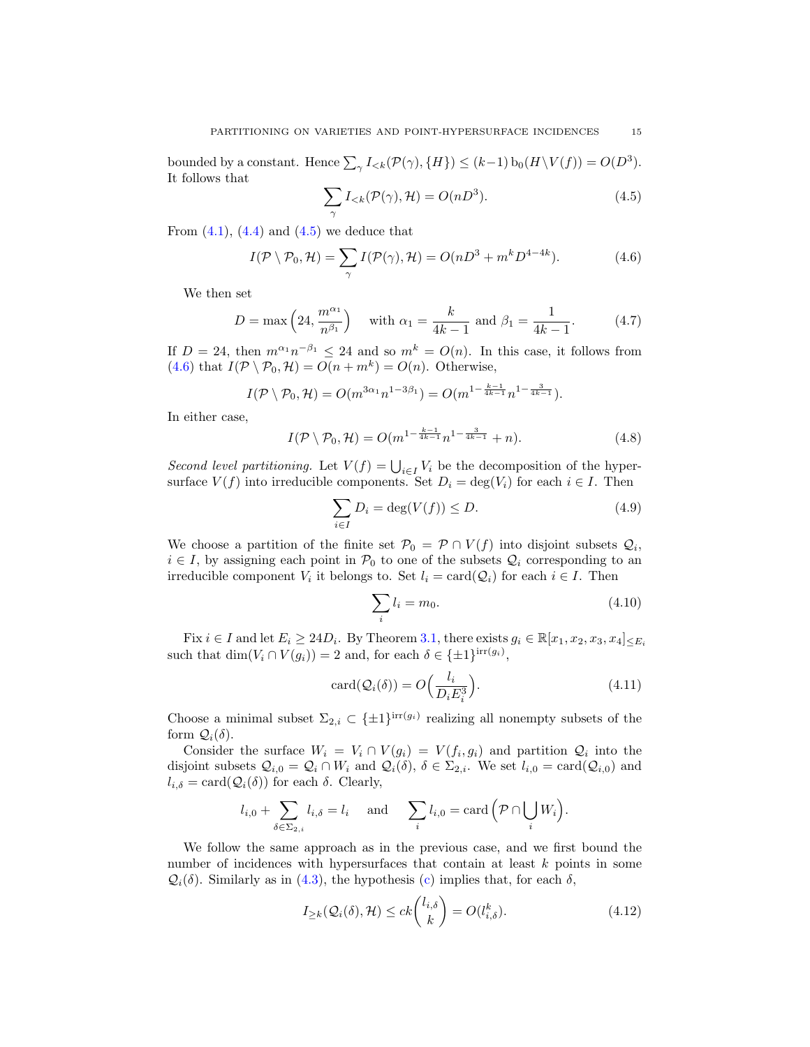bounded by a constant. Hence $\sum_\gamma I_{<k}(\mathcal{P}(\gamma), \{H\}) \leq (k-1)\,\mathrm{b}_0(H \setminus V(f)) = O(D^3)$. It follows that

$$\sum_\gamma I_{<k}(\mathcal{P}(\gamma), \mathcal{H}) = O(nD^3). \tag{4.5}$$

From (4.1), (4.4) and (4.5) we deduce that

$$I(\mathcal{P} \setminus \mathcal{P}_0, \mathcal{H}) = \sum_\gamma I(\mathcal{P}(\gamma), \mathcal{H}) = O(nD^3 + m^k D^{4-4k}). \tag{4.6}$$

We then set

$$D = \max\Big(24, \frac{m^{\alpha_1}}{n^{\beta_1}}\Big) \quad \text{with } \alpha_1 = \frac{k}{4k-1} \text{ and } \beta_1 = \frac{1}{4k-1}. \tag{4.7}$$

If $D = 24$, then $m^{\alpha_1} n^{-\beta_1} \leq 24$ and so $m^k = O(n)$. In this case, it follows from (4.6) that $I(\mathcal{P} \setminus \mathcal{P}_0, \mathcal{H}) = O(n + m^k) = O(n)$. Otherwise,

$$I(\mathcal{P} \setminus \mathcal{P}_0, \mathcal{H}) = O(m^{3\alpha_1} n^{1-3\beta_1}) = O(m^{1-\frac{k-1}{4k-1}} n^{1-\frac{3}{4k-1}}).$$

In either case,

$$I(\mathcal{P} \setminus \mathcal{P}_0, \mathcal{H}) = O(m^{1-\frac{k-1}{4k-1}} n^{1-\frac{3}{4k-1}} + n). \tag{4.8}$$

*Second level partitioning.* Let $V(f) = \bigcup_{i \in I} V_i$ be the decomposition of the hypersurface $V(f)$ into irreducible components. Set $D_i = \deg(V_i)$ for each $i \in I$. Then

$$\sum_{i \in I} D_i = \deg(V(f)) \leq D. \tag{4.9}$$

We choose a partition of the finite set $\mathcal{P}_0 = \mathcal{P} \cap V(f)$ into disjoint subsets $\mathcal{Q}_i$, $i \in I$, by assigning each point in $\mathcal{P}_0$ to one of the subsets $\mathcal{Q}_i$ corresponding to an irreducible component $V_i$ it belongs to. Set $l_i = \mathrm{card}(\mathcal{Q}_i)$ for each $i \in I$. Then

$$\sum_i l_i = m_0. \tag{4.10}$$

Fix $i \in I$ and let $E_i \geq 24 D_i$. By Theorem 3.1, there exists $g_i \in \mathbb{R}[x_1, x_2, x_3, x_4]_{\leq E_i}$ such that $\dim(V_i \cap V(g_i)) = 2$ and, for each $\delta \in \{\pm 1\}^{\mathrm{irr}(g_i)}$,

$$\mathrm{card}(\mathcal{Q}_i(\delta)) = O\Big(\frac{l_i}{D_i E_i^3}\Big). \tag{4.11}$$

Choose a minimal subset $\Sigma_{2,i} \subset \{\pm 1\}^{\mathrm{irr}(g_i)}$ realizing all nonempty subsets of the form $\mathcal{Q}_i(\delta)$.

Consider the surface $W_i = V_i \cap V(g_i) = V(f_i, g_i)$ and partition $\mathcal{Q}_i$ into the disjoint subsets $\mathcal{Q}_{i,0} = \mathcal{Q}_i \cap W_i$ and $\mathcal{Q}_i(\delta)$, $\delta \in \Sigma_{2,i}$. We set $l_{i,0} = \mathrm{card}(\mathcal{Q}_{i,0})$ and $l_{i,\delta} = \mathrm{card}(\mathcal{Q}_i(\delta))$ for each $\delta$. Clearly,

$$l_{i,0} + \sum_{\delta \in \Sigma_{2,i}} l_{i,\delta} = l_i \quad \text{ and } \quad \sum_i l_{i,0} = \mathrm{card}\Big(\mathcal{P} \cap \bigcup_i W_i\Big).$$

We follow the same approach as in the previous case, and we first bound the number of incidences with hypersurfaces that contain at least $k$ points in some $\mathcal{Q}_i(\delta)$. Similarly as in (4.3), the hypothesis (c) implies that, for each $\delta$,

$$I_{\geq k}(\mathcal{Q}_i(\delta), \mathcal{H}) \leq ck\binom{l_{i,\delta}}{k} = O(l_{i,\delta}^k). \tag{4.12}$$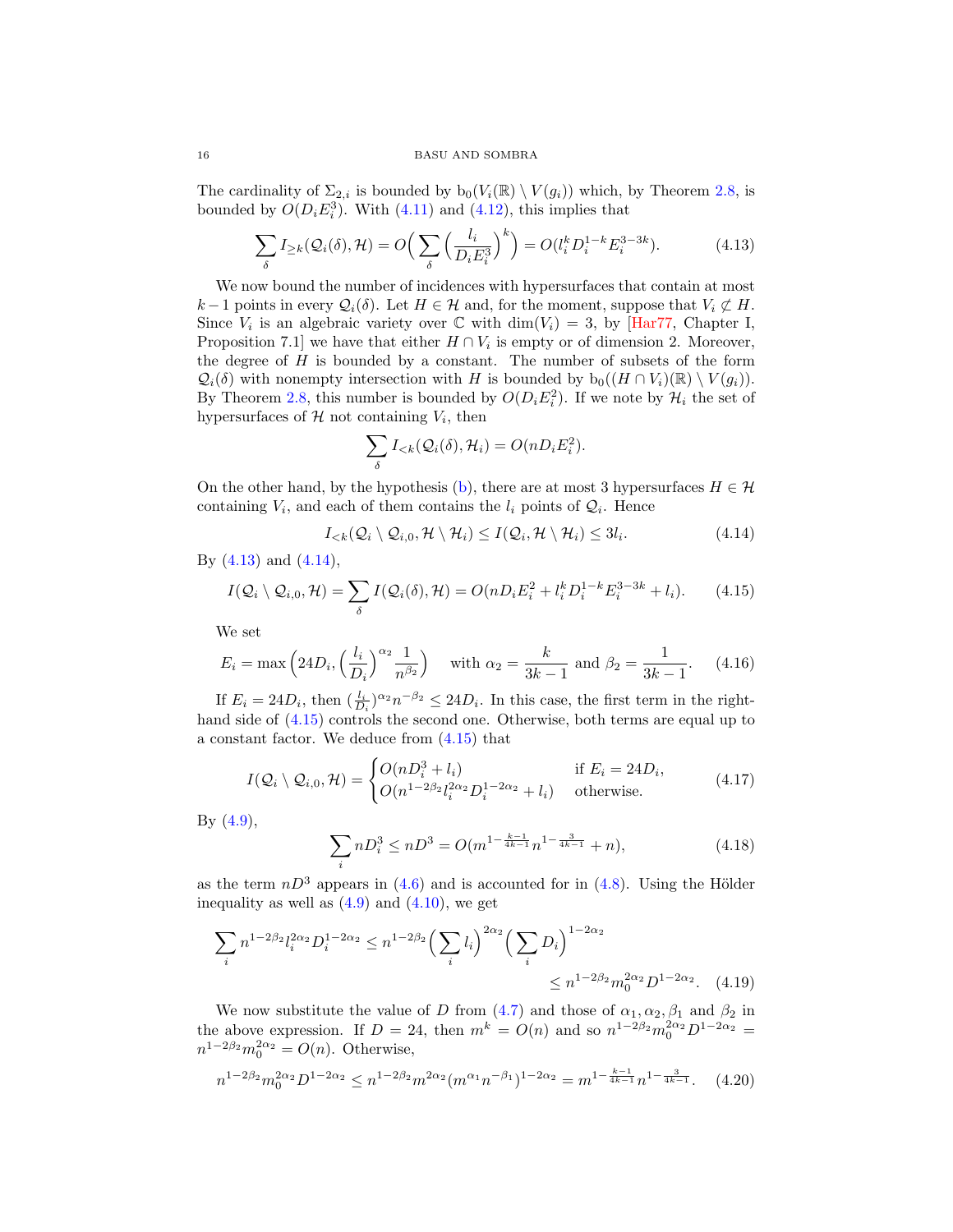The cardinality of $\Sigma_{2,i}$ is bounded by $b_0(V_i(\mathbb{R}) \setminus V(g_i))$ which, by Theorem 2.8, is bounded by $O(D_i E_i^3)$. With (4.11) and (4.12), this implies that

$$\sum_\delta I_{\geq k}(\mathcal{Q}_i(\delta), \mathcal{H}) = O\Big( \sum_\delta \Big(\frac{l_i}{D_i E_i^3}\Big)^k \Big) = O(l_i^k D_i^{1-k} E_i^{3-3k}). \tag{4.13}$$

We now bound the number of incidences with hypersurfaces that contain at most $k-1$ points in every $\mathcal{Q}_i(\delta)$. Let $H \in \mathcal{H}$ and, for the moment, suppose that $V_i \not\subset H$. Since $V_i$ is an algebraic variety over $\mathbb{C}$ with $\dim(V_i) = 3$, by [Har77, Chapter I, Proposition 7.1] we have that either $H \cap V_i$ is empty or of dimension 2. Moreover, the degree of $H$ is bounded by a constant. The number of subsets of the form $\mathcal{Q}_i(\delta)$ with nonempty intersection with $H$ is bounded by $b_0((H \cap V_i)(\mathbb{R}) \setminus V(g_i))$. By Theorem 2.8, this number is bounded by $O(D_i E_i^2)$. If we note by $\mathcal{H}_i$ the set of hypersurfaces of $\mathcal{H}$ not containing $V_i$, then

$$\sum_\delta I_{<k}(\mathcal{Q}_i(\delta), \mathcal{H}_i) = O(n D_i E_i^2).$$

On the other hand, by the hypothesis (b), there are at most 3 hypersurfaces $H \in \mathcal{H}$ containing $V_i$, and each of them contains the $l_i$ points of $\mathcal{Q}_i$. Hence

$$I_{<k}(\mathcal{Q}_i \setminus \mathcal{Q}_{i,0}, \mathcal{H} \setminus \mathcal{H}_i) \leq I(\mathcal{Q}_i, \mathcal{H} \setminus \mathcal{H}_i) \leq 3 l_i. \tag{4.14}$$

By (4.13) and (4.14),

$$I(\mathcal{Q}_i \setminus \mathcal{Q}_{i,0}, \mathcal{H}) = \sum_\delta I(\mathcal{Q}_i(\delta), \mathcal{H}) = O(n D_i E_i^2 + l_i^k D_i^{1-k} E_i^{3-3k} + l_i). \tag{4.15}$$

We set

$$E_i = \max\Big(24 D_i, \Big(\frac{l_i}{D_i}\Big)^{\alpha_2} \frac{1}{n^{\beta_2}}\Big) \quad \text{with } \alpha_2 = \frac{k}{3k-1} \text{ and } \beta_2 = \frac{1}{3k-1}. \tag{4.16}$$

If $E_i = 24 D_i$, then $(\frac{l_i}{D_i})^{\alpha_2} n^{-\beta_2} \leq 24 D_i$. In this case, the first term in the right-hand side of (4.15) controls the second one. Otherwise, both terms are equal up to a constant factor. We deduce from (4.15) that

$$I(\mathcal{Q}_i \setminus \mathcal{Q}_{i,0}, \mathcal{H}) = \begin{cases} O(n D_i^3 + l_i) & \text{if } E_i = 24 D_i, \\ O(n^{1-2\beta_2} l_i^{2\alpha_2} D_i^{1-2\alpha_2} + l_i) & \text{otherwise.} \end{cases} \tag{4.17}$$

By (4.9),

$$\sum_i n D_i^3 \leq n D^3 = O(m^{1-\frac{k-1}{4k-1}} n^{1-\frac{3}{4k-1}} + n), \tag{4.18}$$

as the term $nD^3$ appears in (4.6) and is accounted for in (4.8). Using the Hölder inequality as well as (4.9) and (4.10), we get

$$\sum_i n^{1-2\beta_2} l_i^{2\alpha_2} D_i^{1-2\alpha_2} \leq n^{1-2\beta_2} \Big(\sum_i l_i\Big)^{2\alpha_2} \Big(\sum_i D_i\Big)^{1-2\alpha_2}$$
$$\leq n^{1-2\beta_2} m_0^{2\alpha_2} D^{1-2\alpha_2}. \tag{4.19}$$

We now substitute the value of $D$ from (4.7) and those of $\alpha_1, \alpha_2, \beta_1$ and $\beta_2$ in the above expression. If $D = 24$, then $m^k = O(n)$ and so $n^{1-2\beta_2} m_0^{2\alpha_2} D^{1-2\alpha_2} = n^{1-2\beta_2} m_0^{2\alpha_2} = O(n)$. Otherwise,

$$n^{1-2\beta_2} m_0^{2\alpha_2} D^{1-2\alpha_2} \leq n^{1-2\beta_2} m^{2\alpha_2} (m^{\alpha_1} n^{-\beta_1})^{1-2\alpha_2} = m^{1-\frac{k-1}{4k-1}} n^{1-\frac{3}{4k-1}}. \tag{4.20}$$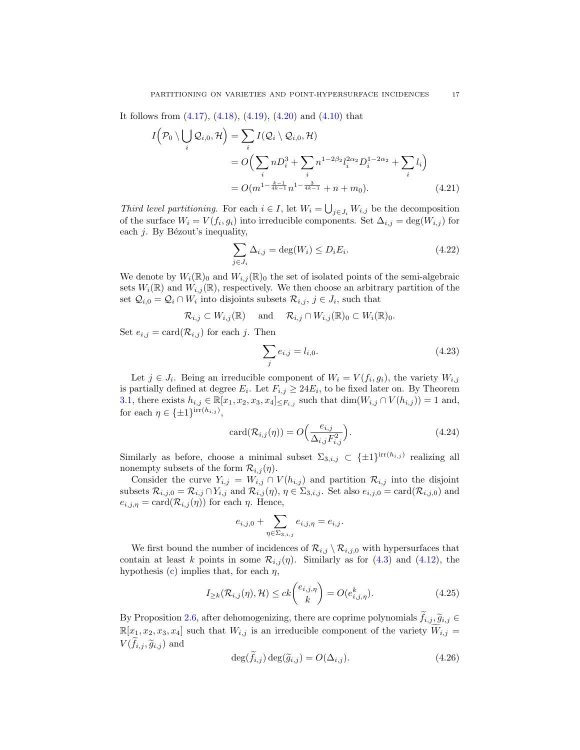It follows from (4.17), (4.18), (4.19), (4.20) and (4.10) that

$$
\begin{aligned}
I\Big(\mathcal{P}_0 \setminus \bigcup_i \mathcal{Q}_{i,0}, \mathcal{H}\Big) &= \sum_i I(\mathcal{Q}_i \setminus \mathcal{Q}_{i,0}, \mathcal{H}) \\
&= O\Big(\sum_i n D_i^3 + \sum_i n^{1-2\beta_2} l_i^{2\alpha_2} D_i^{1-2\alpha_2} + \sum_i l_i\Big) \\
&= O(m^{1-\frac{k-1}{4k-1}} n^{1-\frac{3}{4k-1}} + n + m_0). \qquad (4.21)
\end{aligned}
$$

*Third level partitioning.* For each $i \in I$, let $W_i = \bigcup_{j \in J_i} W_{i,j}$ be the decomposition of the surface $W_i = V(f_i, g_i)$ into irreducible components. Set $\Delta_{i,j} = \deg(W_{i,j})$ for each $j$. By Bézout's inequality,

$$
\sum_{j \in J_i} \Delta_{i,j} = \deg(W_i) \leq D_i E_i. \qquad (4.22)
$$

We denote by $W_i(\mathbb{R})_0$ and $W_{i,j}(\mathbb{R})_0$ the set of isolated points of the semi-algebraic sets $W_i(\mathbb{R})$ and $W_{i,j}(\mathbb{R})$, respectively. We then choose an arbitrary partition of the set $\mathcal{Q}_{i,0} = \mathcal{Q}_i \cap W_i$ into disjoints subsets $\mathcal{R}_{i,j}$, $j \in J_i$, such that

$$
\mathcal{R}_{i,j} \subset W_{i,j}(\mathbb{R}) \quad \text{ and } \quad \mathcal{R}_{i,j} \cap W_{i,j}(\mathbb{R})_0 \subset W_i(\mathbb{R})_0.
$$

Set $e_{i,j} = \operatorname{card}(\mathcal{R}_{i,j})$ for each $j$. Then

$$
\sum_j e_{i,j} = l_{i,0}. \qquad (4.23)
$$

Let $j \in J_i$. Being an irreducible component of $W_i = V(f_i, g_i)$, the variety $W_{i,j}$ is partially defined at degree $E_i$. Let $F_{i,j} \geq 24 E_i$, to be fixed later on. By Theorem 3.1, there exists $h_{i,j} \in \mathbb{R}[x_1, x_2, x_3, x_4]_{\leq F_{i,j}}$ such that $\dim(W_{i,j} \cap V(h_{i,j})) = 1$ and, for each $\eta \in \{\pm 1\}^{\operatorname{irr}(h_{i,j})}$,

$$
\operatorname{card}(\mathcal{R}_{i,j}(\eta)) = O\Big(\frac{e_{i,j}}{\Delta_{i,j} F_{i,j}^2}\Big). \qquad (4.24)
$$

Similarly as before, choose a minimal subset $\Sigma_{3,i,j} \subset \{\pm 1\}^{\operatorname{irr}(h_{i,j})}$ realizing all nonempty subsets of the form $\mathcal{R}_{i,j}(\eta)$.

Consider the curve $Y_{i,j} = W_{i,j} \cap V(h_{i,j})$ and partition $\mathcal{R}_{i,j}$ into the disjoint subsets $\mathcal{R}_{i,j,0} = \mathcal{R}_{i,j} \cap Y_{i,j}$ and $\mathcal{R}_{i,j}(\eta)$, $\eta \in \Sigma_{3,i,j}$. Set also $e_{i,j,0} = \operatorname{card}(\mathcal{R}_{i,j,0})$ and $e_{i,j,\eta} = \operatorname{card}(\mathcal{R}_{i,j}(\eta))$ for each $\eta$. Hence,

$$
e_{i,j,0} + \sum_{\eta \in \Sigma_{3,i,j}} e_{i,j,\eta} = e_{i,j}.
$$

We first bound the number of incidences of $\mathcal{R}_{i,j} \setminus \mathcal{R}_{i,j,0}$ with hypersurfaces that contain at least $k$ points in some $\mathcal{R}_{i,j}(\eta)$. Similarly as for (4.3) and (4.12), the hypothesis (c) implies that, for each $\eta$,

$$
I_{\geq k}(\mathcal{R}_{i,j}(\eta), \mathcal{H}) \leq ck \binom{e_{i,j,\eta}}{k} = O(e_{i,j,\eta}^k). \qquad (4.25)
$$

By Proposition 2.6, after dehomogenizing, there are coprime polynomials $\widetilde{f}_{i,j}, \widetilde{g}_{i,j} \in \mathbb{R}[x_1, x_2, x_3, x_4]$ such that $W_{i,j}$ is an irreducible component of the variety $\widetilde{W}_{i,j} = V(\widetilde{f}_{i,j}, \widetilde{g}_{i,j})$ and

$$
\deg(\widetilde{f}_{i,j}) \deg(\widetilde{g}_{i,j}) = O(\Delta_{i,j}). \qquad (4.26)
$$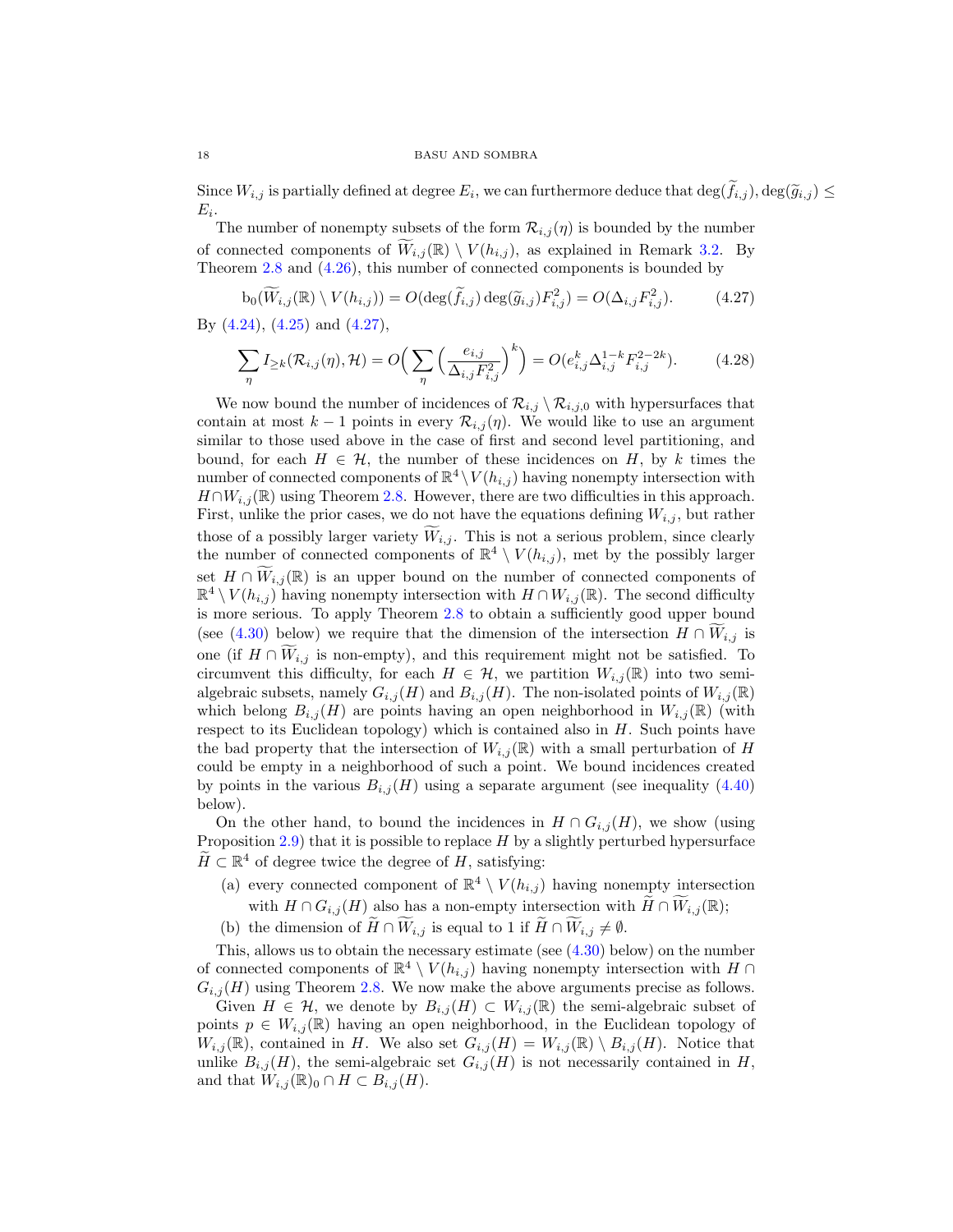Since $W_{i,j}$ is partially defined at degree $E_i$, we can furthermore deduce that $\deg(\widetilde{f}_{i,j}), \deg(\widetilde{g}_{i,j}) \leq E_i$.

The number of nonempty subsets of the form $\mathcal{R}_{i,j}(\eta)$ is bounded by the number of connected components of $\widetilde{W}_{i,j}(\mathbb{R}) \setminus V(h_{i,j})$, as explained in Remark 3.2. By Theorem 2.8 and (4.26), this number of connected components is bounded by

$$\mathrm{b}_0(\widetilde{W}_{i,j}(\mathbb{R}) \setminus V(h_{i,j})) = O(\deg(\widetilde{f}_{i,j}) \deg(\widetilde{g}_{i,j}) F_{i,j}^2) = O(\Delta_{i,j} F_{i,j}^2). \tag{4.27}$$

By (4.24), (4.25) and (4.27),

$$\sum_{\eta} I_{\geq k}(\mathcal{R}_{i,j}(\eta), \mathcal{H}) = O\Big( \sum_{\eta} \Big( \frac{e_{i,j}}{\Delta_{i,j} F_{i,j}^2} \Big)^k \Big) = O(e_{i,j}^k \Delta_{i,j}^{1-k} F_{i,j}^{2-2k}). \tag{4.28}$$

We now bound the number of incidences of $\mathcal{R}_{i,j} \setminus \mathcal{R}_{i,j,0}$ with hypersurfaces that contain at most $k-1$ points in every $\mathcal{R}_{i,j}(\eta)$. We would like to use an argument similar to those used above in the case of first and second level partitioning, and bound, for each $H \in \mathcal{H}$, the number of these incidences on $H$, by $k$ times the number of connected components of $\mathbb{R}^4 \setminus V(h_{i,j})$ having nonempty intersection with $H \cap W_{i,j}(\mathbb{R})$ using Theorem 2.8. However, there are two difficulties in this approach. First, unlike the prior cases, we do not have the equations defining $W_{i,j}$, but rather those of a possibly larger variety $\widetilde{W}_{i,j}$. This is not a serious problem, since clearly the number of connected components of $\mathbb{R}^4 \setminus V(h_{i,j})$, met by the possibly larger set $H \cap \widetilde{W}_{i,j}(\mathbb{R})$ is an upper bound on the number of connected components of $\mathbb{R}^4 \setminus V(h_{i,j})$ having nonempty intersection with $H \cap W_{i,j}(\mathbb{R})$. The second difficulty is more serious. To apply Theorem 2.8 to obtain a sufficiently good upper bound (see (4.30) below) we require that the dimension of the intersection $H \cap \widetilde{W}_{i,j}$ is one (if $H \cap \widetilde{W}_{i,j}$ is non-empty), and this requirement might not be satisfied. To circumvent this difficulty, for each $H \in \mathcal{H}$, we partition $W_{i,j}(\mathbb{R})$ into two semi-algebraic subsets, namely $G_{i,j}(H)$ and $B_{i,j}(H)$. The non-isolated points of $W_{i,j}(\mathbb{R})$ which belong $B_{i,j}(H)$ are points having an open neighborhood in $W_{i,j}(\mathbb{R})$ (with respect to its Euclidean topology) which is contained also in $H$. Such points have the bad property that the intersection of $W_{i,j}(\mathbb{R})$ with a small perturbation of $H$ could be empty in a neighborhood of such a point. We bound incidences created by points in the various $B_{i,j}(H)$ using a separate argument (see inequality (4.40) below).

On the other hand, to bound the incidences in $H \cap G_{i,j}(H)$, we show (using Proposition 2.9) that it is possible to replace $H$ by a slightly perturbed hypersurface $\widetilde{H} \subset \mathbb{R}^4$ of degree twice the degree of $H$, satisfying:

(a) every connected component of $\mathbb{R}^4 \setminus V(h_{i,j})$ having nonempty intersection with $H \cap G_{i,j}(H)$ also has a non-empty intersection with $\widetilde{H} \cap \widetilde{W}_{i,j}(\mathbb{R})$;

(b) the dimension of $\widetilde{H} \cap \widetilde{W}_{i,j}$ is equal to 1 if $\widetilde{H} \cap \widetilde{W}_{i,j} \neq \emptyset$.

This, allows us to obtain the necessary estimate (see (4.30) below) on the number of connected components of $\mathbb{R}^4 \setminus V(h_{i,j})$ having nonempty intersection with $H \cap G_{i,j}(H)$ using Theorem 2.8. We now make the above arguments precise as follows.

Given $H \in \mathcal{H}$, we denote by $B_{i,j}(H) \subset W_{i,j}(\mathbb{R})$ the semi-algebraic subset of points $p \in W_{i,j}(\mathbb{R})$ having an open neighborhood, in the Euclidean topology of $W_{i,j}(\mathbb{R})$, contained in $H$. We also set $G_{i,j}(H) = W_{i,j}(\mathbb{R}) \setminus B_{i,j}(H)$. Notice that unlike $B_{i,j}(H)$, the semi-algebraic set $G_{i,j}(H)$ is not necessarily contained in $H$, and that $W_{i,j}(\mathbb{R})_0 \cap H \subset B_{i,j}(H)$.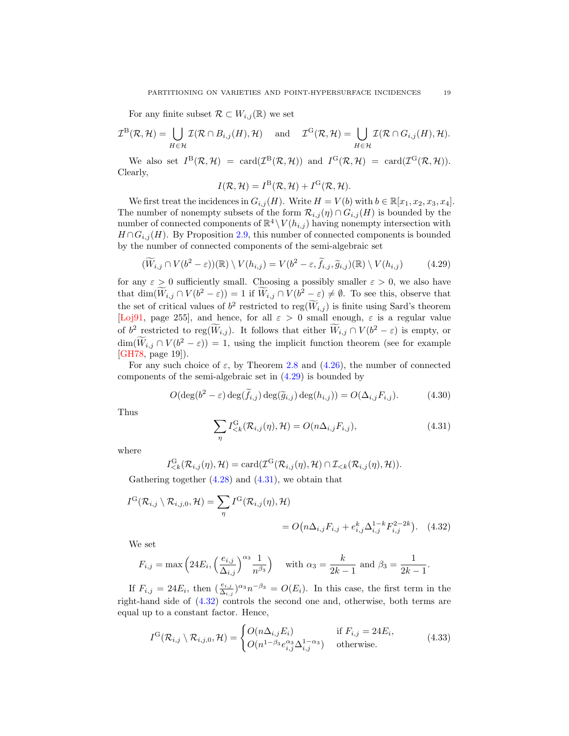For any finite subset $\mathcal{R} \subset W_{i,j}(\mathbb{R})$ we set

$$\mathcal{I}^{\mathrm{B}}(\mathcal{R}, \mathcal{H}) = \bigcup_{H \in \mathcal{H}} \mathcal{I}(\mathcal{R} \cap B_{i,j}(H), \mathcal{H}) \quad \text{and} \quad \mathcal{I}^{\mathrm{G}}(\mathcal{R}, \mathcal{H}) = \bigcup_{H \in \mathcal{H}} \mathcal{I}(\mathcal{R} \cap G_{i,j}(H), \mathcal{H}).$$

We also set $I^{\mathrm{B}}(\mathcal{R}, \mathcal{H}) = \mathrm{card}(\mathcal{I}^{\mathrm{B}}(\mathcal{R}, \mathcal{H}))$ and $I^{\mathrm{G}}(\mathcal{R}, \mathcal{H}) = \mathrm{card}(\mathcal{I}^{\mathrm{G}}(\mathcal{R}, \mathcal{H}))$. Clearly,

$$I(\mathcal{R}, \mathcal{H}) = I^{\mathrm{B}}(\mathcal{R}, \mathcal{H}) + I^{\mathrm{G}}(\mathcal{R}, \mathcal{H}).$$

We first treat the incidences in $G_{i,j}(H)$. Write $H = V(b)$ with $b \in \mathbb{R}[x_1, x_2, x_3, x_4]$. The number of nonempty subsets of the form $\mathcal{R}_{i,j}(\eta) \cap G_{i,j}(H)$ is bounded by the number of connected components of $\mathbb{R}^4 \setminus V(h_{i,j})$ having nonempty intersection with $H \cap G_{i,j}(H)$. By Proposition 2.9, this number of connected components is bounded by the number of connected components of the semi-algebraic set

$$(\widetilde{W}_{i,j} \cap V(b^2 - \varepsilon))(\mathbb{R}) \setminus V(h_{i,j}) = V(b^2 - \varepsilon, \widetilde{f}_{i,j}, \widetilde{g}_{i,j})(\mathbb{R}) \setminus V(h_{i,j}) \tag{4.29}$$

for any $\varepsilon > 0$ sufficiently small. Choosing a possibly smaller $\varepsilon > 0$, we also have that $\dim(\widetilde{W}_{i,j} \cap V(b^2 - \varepsilon)) = 1$ if $\widetilde{W}_{i,j} \cap V(b^2 - \varepsilon) \neq \emptyset$. To see this, observe that the set of critical values of $b^2$ restricted to $\mathrm{reg}(\widetilde{W}_{i,j})$ is finite using Sard's theorem [Loj91, page 255], and hence, for all $\varepsilon > 0$ small enough, $\varepsilon$ is a regular value of $b^2$ restricted to $\mathrm{reg}(\widetilde{W}_{i,j})$. It follows that either $\widetilde{W}_{i,j} \cap V(b^2 - \varepsilon)$ is empty, or $\dim(\widetilde{W}_{i,j} \cap V(b^2 - \varepsilon)) = 1$, using the implicit function theorem (see for example [GH78, page 19]).

For any such choice of $\varepsilon$, by Theorem 2.8 and (4.26), the number of connected components of the semi-algebraic set in (4.29) is bounded by

$$O(\deg(b^2 - \varepsilon) \deg(\widetilde{f}_{i,j}) \deg(\widetilde{g}_{i,j}) \deg(h_{i,j})) = O(\Delta_{i,j} F_{i,j}). \tag{4.30}$$

Thus

$$\sum_{\eta} I^{\mathrm{G}}_{<k}(\mathcal{R}_{i,j}(\eta), \mathcal{H}) = O(n \Delta_{i,j} F_{i,j}), \tag{4.31}$$

where

$$I^{\mathrm{G}}_{<k}(\mathcal{R}_{i,j}(\eta), \mathcal{H}) = \mathrm{card}(\mathcal{I}^{\mathrm{G}}(\mathcal{R}_{i,j}(\eta), \mathcal{H}) \cap \mathcal{I}_{<k}(\mathcal{R}_{i,j}(\eta), \mathcal{H})).$$

Gathering together (4.28) and (4.31), we obtain that

$$\begin{aligned} I^{\mathrm{G}}(\mathcal{R}_{i,j} \setminus \mathcal{R}_{i,j,0}, \mathcal{H}) &= \sum_{\eta} I^{\mathrm{G}}(\mathcal{R}_{i,j}(\eta), \mathcal{H}) \\ &= O\big(n \Delta_{i,j} F_{i,j} + e_{i,j}^{k} \Delta_{i,j}^{1-k} F_{i,j}^{2-2k}\big). \end{aligned} \tag{4.32}$$

We set

$$F_{i,j} = \max\Big(24 E_i, \Big(\frac{e_{i,j}}{\Delta_{i,j}}\Big)^{\alpha_3} \frac{1}{n^{\beta_3}}\Big) \quad \text{with } \alpha_3 = \frac{k}{2k-1} \text{ and } \beta_3 = \frac{1}{2k-1}.$$

If $F_{i,j} = 24 E_i$, then $(\frac{e_{i,j}}{\Delta_{i,j}})^{\alpha_3} n^{-\beta_3} = O(E_i)$. In this case, the first term in the right-hand side of (4.32) controls the second one and, otherwise, both terms are equal up to a constant factor. Hence,

$$I^{\mathrm{G}}(\mathcal{R}_{i,j} \setminus \mathcal{R}_{i,j,0}, \mathcal{H}) = \begin{cases} O(n \Delta_{i,j} E_i) & \text{if } F_{i,j} = 24 E_i, \\ O(n^{1-\beta_3} e_{i,j}^{\alpha_3} \Delta_{i,j}^{1-\alpha_3}) & \text{otherwise.} \end{cases} \tag{4.33}$$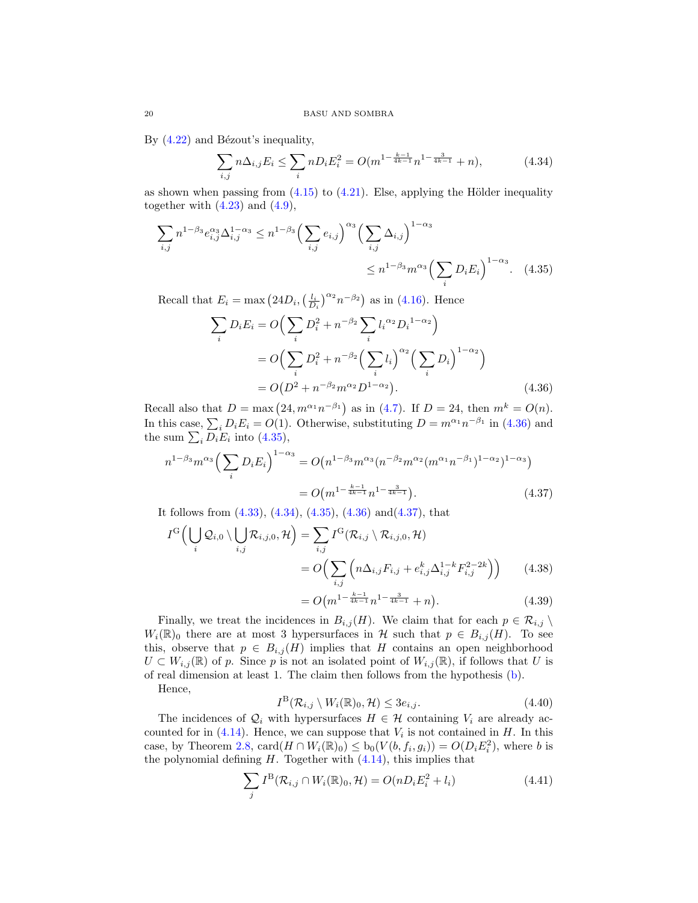By (4.22) and Bézout's inequality,

$$\sum_{i,j} n\Delta_{i,j}E_i \leq \sum_i nD_iE_i^2 = O(m^{1-\frac{k-1}{4k-1}}n^{1-\frac{3}{4k-1}} + n), \tag{4.34}$$

as shown when passing from (4.15) to (4.21). Else, applying the Hölder inequality together with (4.23) and (4.9),

$$\begin{aligned}\sum_{i,j} n^{1-\beta_3}e_{i,j}^{\alpha_3}\Delta_{i,j}^{1-\alpha_3} &\leq n^{1-\beta_3}\Big(\sum_{i,j} e_{i,j}\Big)^{\alpha_3}\Big(\sum_{i,j}\Delta_{i,j}\Big)^{1-\alpha_3} \\ &\leq n^{1-\beta_3}m^{\alpha_3}\Big(\sum_i D_iE_i\Big)^{1-\alpha_3}. \end{aligned}\tag{4.35}$$

Recall that $E_i = \max\big(24D_i, \big(\frac{l_i}{D_i}\big)^{\alpha_2}n^{-\beta_2}\big)$ as in (4.16). Hence

$$\begin{aligned}\sum_i D_iE_i &= O\Big(\sum_i D_i^2 + n^{-\beta_2}\sum_i {l_i}^{\alpha_2}{D_i}^{1-\alpha_2}\Big) \\ &= O\Big(\sum_i D_i^2 + n^{-\beta_2}\Big(\sum_i l_i\Big)^{\alpha_2}\Big(\sum_i D_i\Big)^{1-\alpha_2}\Big) \\ &= O\big(D^2 + n^{-\beta_2}m^{\alpha_2}D^{1-\alpha_2}\big). \end{aligned}\tag{4.36}$$

Recall also that $D = \max\big(24, m^{\alpha_1}n^{-\beta_1}\big)$ as in (4.7). If $D = 24$, then $m^k = O(n)$. In this case, $\sum_i D_iE_i = O(1)$. Otherwise, substituting $D = m^{\alpha_1}n^{-\beta_1}$ in (4.36) and the sum $\sum_i D_iE_i$ into (4.35),

$$\begin{aligned}n^{1-\beta_3}m^{\alpha_3}\Big(\sum_i D_iE_i\Big)^{1-\alpha_3} &= O\big(n^{1-\beta_3}m^{\alpha_3}(n^{-\beta_2}m^{\alpha_2}(m^{\alpha_1}n^{-\beta_1})^{1-\alpha_2})^{1-\alpha_3}\big) \\ &= O\big(m^{1-\frac{k-1}{4k-1}}n^{1-\frac{3}{4k-1}}\big). \end{aligned}\tag{4.37}$$

It follows from (4.33), (4.34), (4.35), (4.36) and(4.37), that

$$\begin{aligned}I^{\mathrm{G}}\Big(\bigcup_i \mathcal{Q}_{i,0} \setminus \bigcup_{i,j}\mathcal{R}_{i,j,0}, \mathcal{H}\Big) &= \sum_{i,j} I^{\mathrm{G}}(\mathcal{R}_{i,j} \setminus \mathcal{R}_{i,j,0}, \mathcal{H}) \\ &= O\Big(\sum_{i,j}\Big(n\Delta_{i,j}F_{i,j} + e_{i,j}^k\Delta_{i,j}^{1-k}F_{i,j}^{2-2k}\Big)\Big) \qquad (4.38) \\ &= O\big(m^{1-\frac{k-1}{4k-1}}n^{1-\frac{3}{4k-1}} + n\big). \qquad (4.39)\end{aligned}$$

Finally, we treat the incidences in $B_{i,j}(H)$. We claim that for each $p \in \mathcal{R}_{i,j} \setminus W_i(\mathbb{R})_0$ there are at most 3 hypersurfaces in $\mathcal{H}$ such that $p \in B_{i,j}(H)$. To see this, observe that $p \in B_{i,j}(H)$ implies that $H$ contains an open neighborhood $U \subset W_{i,j}(\mathbb{R})$ of $p$. Since $p$ is not an isolated point of $W_{i,j}(\mathbb{R})$, if follows that $U$ is of real dimension at least 1. The claim then follows from the hypothesis (b).

Hence,

$$I^{\mathrm{B}}(\mathcal{R}_{i,j} \setminus W_i(\mathbb{R})_0, \mathcal{H}) \leq 3e_{i,j}. \tag{4.40}$$

The incidences of $\mathcal{Q}_i$ with hypersurfaces $H \in \mathcal{H}$ containing $V_i$ are already accounted for in (4.14). Hence, we can suppose that $V_i$ is not contained in $H$. In this case, by Theorem 2.8, $\mathrm{card}(H \cap W_i(\mathbb{R})_0) \leq \mathrm{b}_0(V(b, f_i, g_i)) = O(D_iE_i^2)$, where $b$ is the polynomial defining $H$. Together with (4.14), this implies that

$$\sum_j I^{\mathrm{B}}(\mathcal{R}_{i,j} \cap W_i(\mathbb{R})_0, \mathcal{H}) = O(nD_iE_i^2 + l_i) \tag{4.41}$$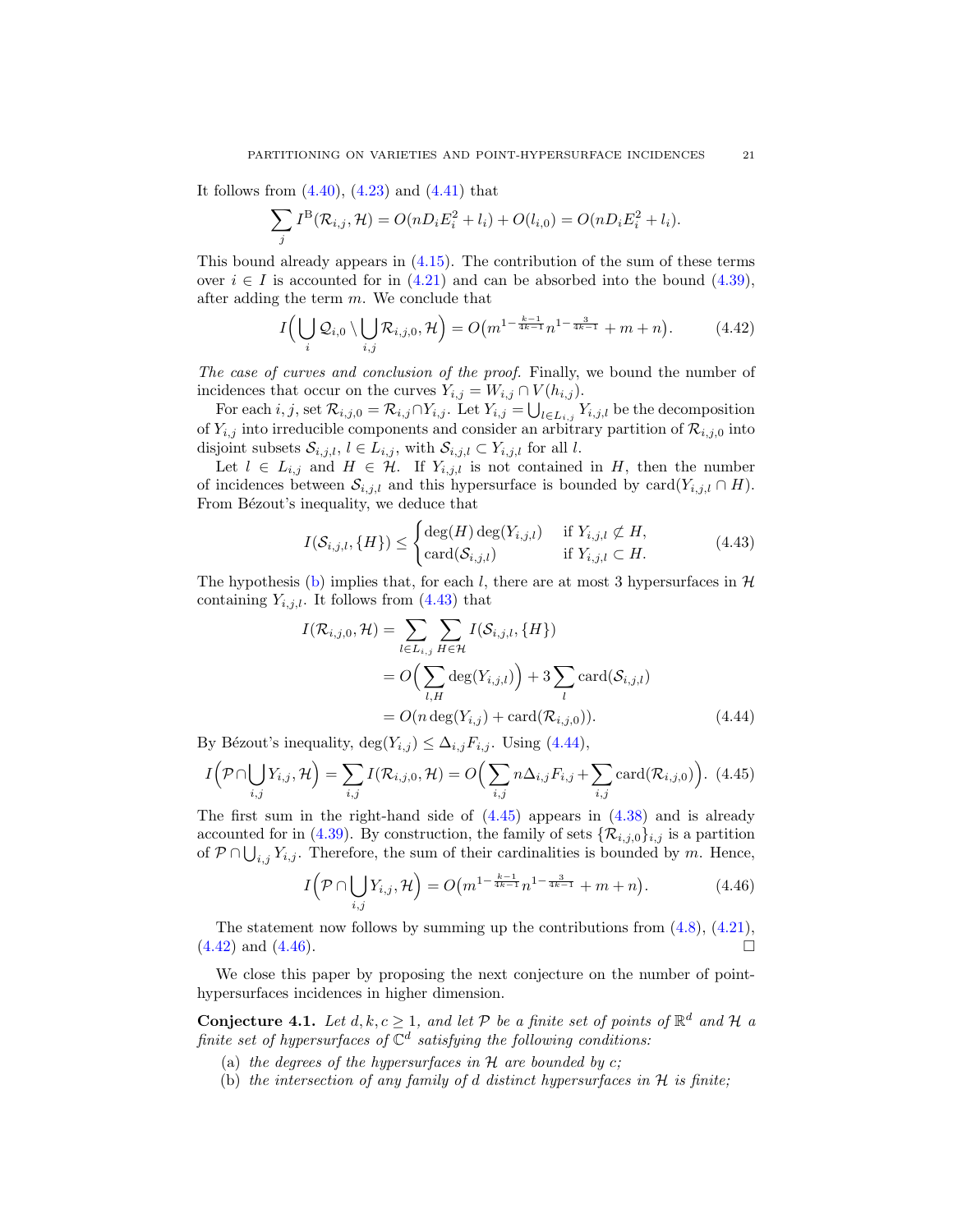It follows from (4.40), (4.23) and (4.41) that

$$\sum_j I^{\mathrm{B}}(\mathcal{R}_{i,j}, \mathcal{H}) = O(nD_iE_i^2 + l_i) + O(l_{i,0}) = O(nD_iE_i^2 + l_i).$$

This bound already appears in (4.15). The contribution of the sum of these terms over $i \in I$ is accounted for in (4.21) and can be absorbed into the bound (4.39), after adding the term $m$. We conclude that

$$I\Big(\bigcup_i \mathcal{Q}_{i,0} \setminus \bigcup_{i,j} \mathcal{R}_{i,j,0}, \mathcal{H}\Big) = O\big(m^{1-\frac{k-1}{4k-1}} n^{1-\frac{3}{4k-1}} + m + n\big). \tag{4.42}$$

*The case of curves and conclusion of the proof.* Finally, we bound the number of incidences that occur on the curves $Y_{i,j} = W_{i,j} \cap V(h_{i,j})$.

For each $i, j$, set $\mathcal{R}_{i,j,0} = \mathcal{R}_{i,j} \cap Y_{i,j}$. Let $Y_{i,j} = \bigcup_{l \in L_{i,j}} Y_{i,j,l}$ be the decomposition of $Y_{i,j}$ into irreducible components and consider an arbitrary partition of $\mathcal{R}_{i,j,0}$ into disjoint subsets $\mathcal{S}_{i,j,l}$, $l \in L_{i,j}$, with $\mathcal{S}_{i,j,l} \subset Y_{i,j,l}$ for all $l$.

Let $l \in L_{i,j}$ and $H \in \mathcal{H}$. If $Y_{i,j,l}$ is not contained in $H$, then the number of incidences between $\mathcal{S}_{i,j,l}$ and this hypersurface is bounded by $\operatorname{card}(Y_{i,j,l} \cap H)$. From Bézout's inequality, we deduce that

$$I(\mathcal{S}_{i,j,l}, \{H\}) \leq \begin{cases} \deg(H)\deg(Y_{i,j,l}) & \text{if } Y_{i,j,l} \not\subset H, \\ \operatorname{card}(\mathcal{S}_{i,j,l}) & \text{if } Y_{i,j,l} \subset H. \end{cases} \tag{4.43}$$

The hypothesis (b) implies that, for each $l$, there are at most 3 hypersurfaces in $\mathcal{H}$ containing $Y_{i,j,l}$. It follows from (4.43) that

$$\begin{aligned} I(\mathcal{R}_{i,j,0}, \mathcal{H}) &= \sum_{l \in L_{i,j}} \sum_{H \in \mathcal{H}} I(\mathcal{S}_{i,j,l}, \{H\}) \\ &= O\Big(\sum_{l,H} \deg(Y_{i,j,l})\Big) + 3 \sum_l \operatorname{card}(\mathcal{S}_{i,j,l}) \\ &= O(n \deg(Y_{i,j}) + \operatorname{card}(\mathcal{R}_{i,j,0})). \end{aligned} \tag{4.44}$$

By Bézout's inequality, $\deg(Y_{i,j}) \leq \Delta_{i,j} F_{i,j}$. Using (4.44),

$$I\Big(\mathcal{P} \cap \bigcup_{i,j} Y_{i,j}, \mathcal{H}\Big) = \sum_{i,j} I(\mathcal{R}_{i,j,0}, \mathcal{H}) = O\Big(\sum_{i,j} n\Delta_{i,j}F_{i,j} + \sum_{i,j} \operatorname{card}(\mathcal{R}_{i,j,0})\Big). \tag{4.45}$$

The first sum in the right-hand side of (4.45) appears in (4.38) and is already accounted for in (4.39). By construction, the family of sets $\{\mathcal{R}_{i,j,0}\}_{i,j}$ is a partition of $\mathcal{P} \cap \bigcup_{i,j} Y_{i,j}$. Therefore, the sum of their cardinalities is bounded by $m$. Hence,

$$I\Big(\mathcal{P} \cap \bigcup_{i,j} Y_{i,j}, \mathcal{H}\Big) = O\big(m^{1-\frac{k-1}{4k-1}} n^{1-\frac{3}{4k-1}} + m + n\big). \tag{4.46}$$

The statement now follows by summing up the contributions from (4.8), (4.21), (4.42) and (4.46). □

We close this paper by proposing the next conjecture on the number of point-hypersurfaces incidences in higher dimension.

**Conjecture 4.1.** *Let $d, k, c \geq 1$, and let $\mathcal{P}$ be a finite set of points of $\mathbb{R}^d$ and $\mathcal{H}$ a finite set of hypersurfaces of $\mathbb{C}^d$ satisfying the following conditions:*

- (a) *the degrees of the hypersurfaces in $\mathcal{H}$ are bounded by $c$;*
- (b) *the intersection of any family of $d$ distinct hypersurfaces in $\mathcal{H}$ is finite;*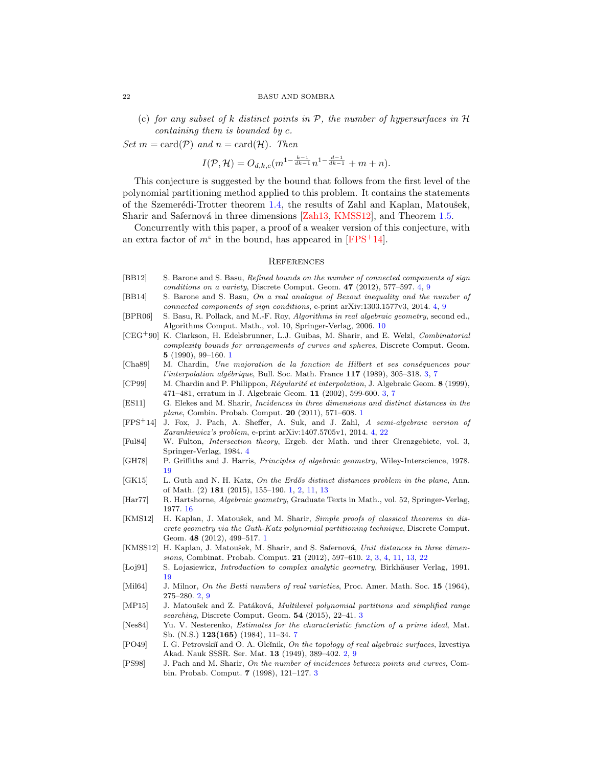(c) *for any subset of $k$ distinct points in $\mathcal{P}$, the number of hypersurfaces in $\mathcal{H}$ containing them is bounded by $c$.*

*Set $m = \mathrm{card}(\mathcal{P})$ and $n = \mathrm{card}(\mathcal{H})$. Then*

$$I(\mathcal{P}, \mathcal{H}) = O_{d,k,c}(m^{1-\frac{k-1}{dk-1}} n^{1-\frac{d-1}{dk-1}} + m + n).$$

This conjecture is suggested by the bound that follows from the first level of the polynomial partitioning method applied to this problem. It contains the statements of the Szemerédi-Trotter theorem 1.4, the results of Zahl and Kaplan, Matoušek, Sharir and Safernová in three dimensions [Zah13, KMSS12], and Theorem 1.5.

Concurrently with this paper, a proof of a weaker version of this conjecture, with an extra factor of $m^\varepsilon$ in the bound, has appeared in [FPS+14].

## References

- [BB12] S. Barone and S. Basu, *Refined bounds on the number of connected components of sign conditions on a variety*, Discrete Comput. Geom. **47** (2012), 577–597. 4, 9
- [BB14] S. Barone and S. Basu, *On a real analogue of Bezout inequality and the number of connected components of sign conditions*, e-print arXiv:1303.1577v3, 2014. 4, 9
- [BPR06] S. Basu, R. Pollack, and M.-F. Roy, *Algorithms in real algebraic geometry*, second ed., Algorithms Comput. Math., vol. 10, Springer-Verlag, 2006. 10
- [CEG+90] K. Clarkson, H. Edelsbrunner, L.J. Guibas, M. Sharir, and E. Welzl, *Combinatorial complexity bounds for arrangements of curves and spheres*, Discrete Comput. Geom. **5** (1990), 99–160. 1
- [Cha89] M. Chardin, *Une majoration de la fonction de Hilbert et ses conséquences pour l'interpolation algébrique*, Bull. Soc. Math. France **117** (1989), 305–318. 3, 7
- [CP99] M. Chardin and P. Philippon, *Régularité et interpolation*, J. Algebraic Geom. **8** (1999), 471–481, erratum in J. Algebraic Geom. **11** (2002), 599-600. 3, 7
- [ES11] G. Elekes and M. Sharir, *Incidences in three dimensions and distinct distances in the plane*, Combin. Probab. Comput. **20** (2011), 571–608. 1
- [FPS+14] J. Fox, J. Pach, A. Sheffer, A. Suk, and J. Zahl, *A semi-algebraic version of Zarankiewicz's problem*, e-print arXiv:1407.5705v1, 2014. 4, 22
- [Ful84] W. Fulton, *Intersection theory*, Ergeb. der Math. und ihrer Grenzgebiete, vol. 3, Springer-Verlag, 1984. 4
- [GH78] P. Griffiths and J. Harris, *Principles of algebraic geometry*, Wiley-Interscience, 1978. 19
- [GK15] L. Guth and N. H. Katz, *On the Erdős distinct distances problem in the plane*, Ann. of Math. (2) **181** (2015), 155–190. 1, 2, 11, 13
- [Har77] R. Hartshorne, *Algebraic geometry*, Graduate Texts in Math., vol. 52, Springer-Verlag, 1977. 16
- [KMS12] H. Kaplan, J. Matoušek, and M. Sharir, *Simple proofs of classical theorems in discrete geometry via the Guth-Katz polynomial partitioning technique*, Discrete Comput. Geom. **48** (2012), 499–517. 1
- [KMSS12] H. Kaplan, J. Matoušek, M. Sharir, and S. Safernová, *Unit distances in three dimensions*, Combinat. Probab. Comput. **21** (2012), 597–610. 2, 3, 4, 11, 13, 22
- [Loj91] S. Łojasiewicz, *Introduction to complex analytic geometry*, Birkhäuser Verlag, 1991. 19
- [Mil64] J. Milnor, *On the Betti numbers of real varieties*, Proc. Amer. Math. Soc. **15** (1964), 275–280. 2, 9
- [MP15] J. Matoušek and Z. Patáková, *Multilevel polynomial partitions and simplified range searching*, Discrete Comput. Geom. **54** (2015), 22–41. 3
- [Nes84] Yu. V. Nesterenko, *Estimates for the characteristic function of a prime ideal*, Mat. Sb. (N.S.) **123(165)** (1984), 11–34. 7
- [PO49] I. G. Petrovskiĭ and O. A. Oleĭnik, *On the topology of real algebraic surfaces*, Izvestiya Akad. Nauk SSSR. Ser. Mat. **13** (1949), 389–402. 2, 9
- [PS98] J. Pach and M. Sharir, *On the number of incidences between points and curves*, Combin. Probab. Comput. **7** (1998), 121–127. 3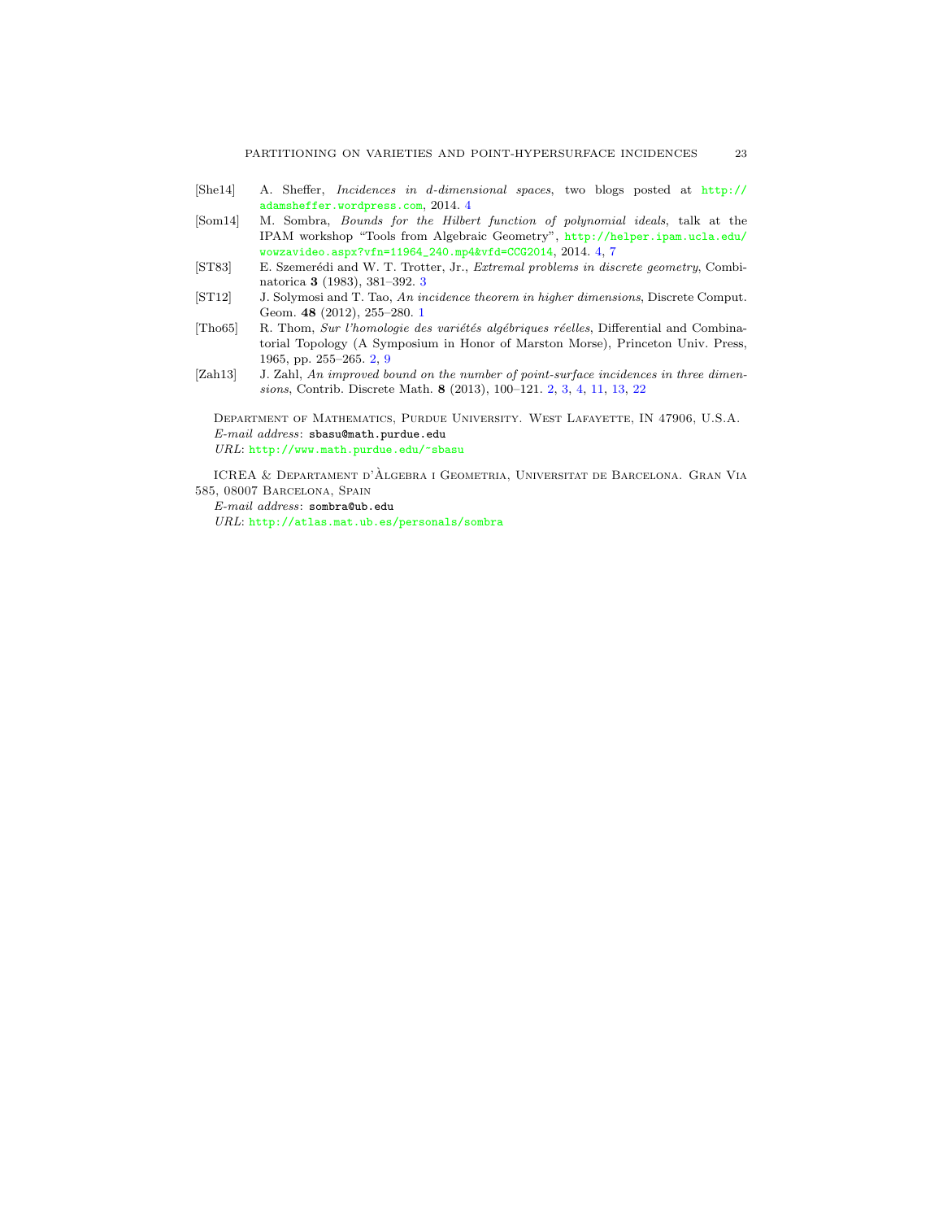[She14] A. Sheffer, *Incidences in d-dimensional spaces*, two blogs posted at http://adamsheffer.wordpress.com, 2014. 4

[Som14] M. Sombra, *Bounds for the Hilbert function of polynomial ideals*, talk at the IPAM workshop "Tools from Algebraic Geometry", http://helper.ipam.ucla.edu/wowzavideo.aspx?vfn=11964_240.mp4&vfd=CCG2014, 2014. 4, 7

[ST83] E. Szemerédi and W. T. Trotter, Jr., *Extremal problems in discrete geometry*, Combinatorica **3** (1983), 381–392. 3

[ST12] J. Solymosi and T. Tao, *An incidence theorem in higher dimensions*, Discrete Comput. Geom. **48** (2012), 255–280. 1

[Tho65] R. Thom, *Sur l'homologie des variétés algébriques réelles*, Differential and Combinatorial Topology (A Symposium in Honor of Marston Morse), Princeton Univ. Press, 1965, pp. 255–265. 2, 9

[Zah13] J. Zahl, *An improved bound on the number of point-surface incidences in three dimensions*, Contrib. Discrete Math. **8** (2013), 100–121. 2, 3, 4, 11, 13, 22

Department of Mathematics, Purdue University. West Lafayette, IN 47906, U.S.A.
*E-mail address*: sbasu@math.purdue.edu
*URL*: http://www.math.purdue.edu/~sbasu

ICREA & Departament d'Àlgebra i Geometria, Universitat de Barcelona. Gran Via 585, 08007 Barcelona, Spain
*E-mail address*: sombra@ub.edu
*URL*: http://atlas.mat.ub.es/personals/sombra